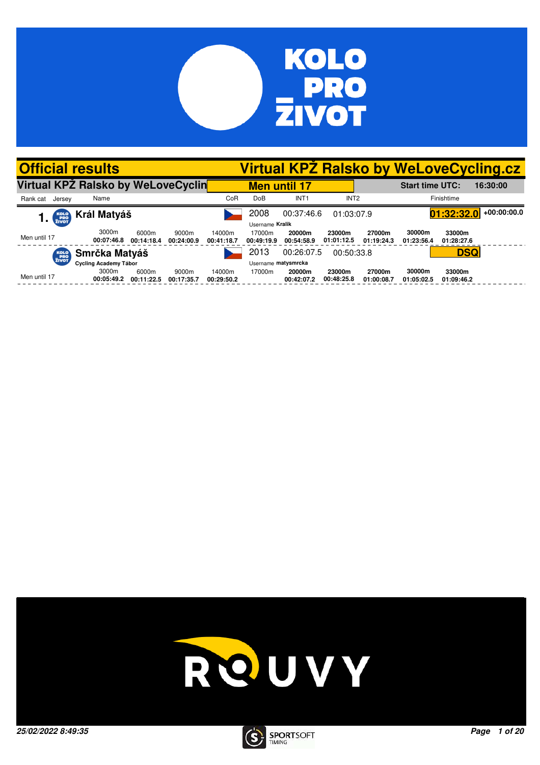# Official results

# Virtual KPŽ Ralsko by WeLoveCycling.cz

## Virtual KPŽ Ralsko by WeLoveCyclin

**Men until 17**

**Start time UTC:** 16:30:00

| Rank | cat | Jersey | Name | CoR | DoB | INT1 | INT2 | Finishtime | |
|---|---|---|---|---|---|---|---|---|---|
| 1. | Men until 17 | | **Král Matyáš** | CZE | 2008 | 00:37:46.6 | 01:03:07.9 | **01:32:32.0** | +00:00:00.0 |
| | Men until 17 | | **Smrčka Matyáš** — Cycling Academy Tábor | CZE | 2013 | 00:26:07.5 | 00:50:33.8 | **DSQ** | |

**Král Matyáš** — Username **Kralik**

| 3000m | 6000m | 9000m | 14000m | 17000m | 20000m | 23000m | 27000m | 30000m | 33000m |
|---|---|---|---|---|---|---|---|---|---|
| 00:07:46.8 | 00:14:18.4 | 00:24:00.9 | 00:41:18.7 | 00:49:19.9 | 00:54:58.9 | 01:01:12.5 | 01:19:24.3 | 01:23:56.4 | 01:28:27.6 |

**Smrčka Matyáš** — Username **matysmrcka**

| 3000m | 6000m | 9000m | 14000m | 17000m | 20000m | 23000m | 27000m | 30000m | 33000m |
|---|---|---|---|---|---|---|---|---|---|
| 00:05:49.2 | 00:11:22.5 | 00:17:35.7 | 00:29:50.2 | | 00:42:07.2 | 00:48:25.8 | 01:00:08.7 | 01:05:02.5 | 01:09:46.2 |

*25/02/2022 8:49:35*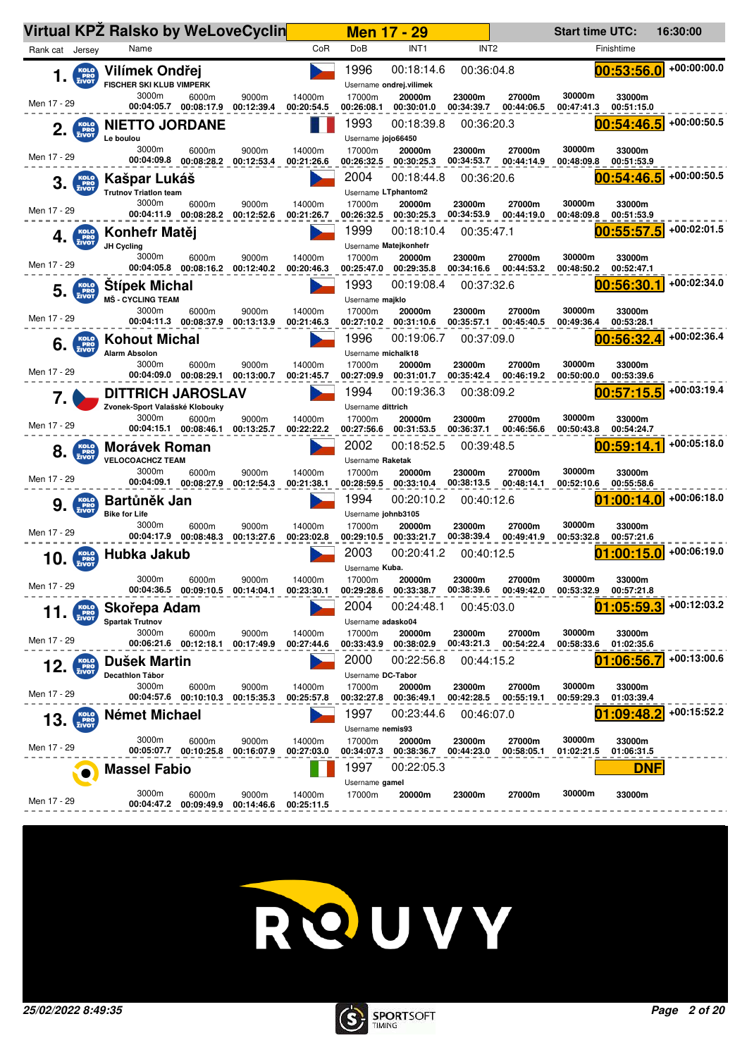# Virtual KPŽ Ralsko by WeLoveCycling

**Men 17 - 29** | Start time UTC: 16:30:00

| Rank | cat | Name | Club | Username | CoR | DoB | INT1 | INT2 | 3000m | 6000m | 9000m | 14000m | 17000m | 20000m | 23000m | 27000m | 30000m | 33000m | Finishtime | Gap |
|---|---|---|---|---|---|---|---|---|---|---|---|---|---|---|---|---|---|---|---|---|
| 1. | Men 17 - 29 | Vilímek Ondřej | FISCHER SKI KLUB VIMPERK | ondrej.vilimek | CZE | 1996 | 00:18:14.6 | 00:36:04.8 | 00:04:05.7 | 00:08:17.9 | 00:12:39.4 | 00:20:54.5 | 00:26:08.1 | 00:30:01.0 | 00:34:39.7 | 00:44:06.5 | 00:47:41.3 | 00:51:15.0 | 00:53:56.0 | +00:00:00.0 |
| 2. | Men 17 - 29 | NIETTO JORDANE | Le boulou | jojo66450 | FRA | 1993 | 00:18:39.8 | 00:36:20.3 | 00:04:09.8 | 00:08:28.2 | 00:12:53.4 | 00:21:26.6 | 00:26:32.5 | 00:30:25.3 | 00:34:53.7 | 00:44:14.9 | 00:48:09.8 | 00:51:53.9 | 00:54:46.5 | +00:00:50.5 |
| 3. | Men 17 - 29 | Kašpar Lukáš | Trutnov Triatlon team | LTphantom2 | CZE | 2004 | 00:18:44.8 | 00:36:20.6 | 00:04:11.9 | 00:08:28.2 | 00:12:52.6 | 00:21:26.7 | 00:26:32.5 | 00:30:25.3 | 00:34:53.9 | 00:44:19.0 | 00:48:09.8 | 00:51:53.9 | 00:54:46.5 | +00:00:50.5 |
| 4. | Men 17 - 29 | Konhefr Matěj | JH Cycling | Matejkonhefr | CZE | 1999 | 00:18:10.4 | 00:35:47.1 | 00:04:05.8 | 00:08:16.2 | 00:12:40.2 | 00:20:46.3 | 00:25:47.0 | 00:29:35.8 | 00:34:16.6 | 00:44:53.2 | 00:48:50.2 | 00:52:47.1 | 00:55:57.5 | +00:02:01.5 |
| 5. | Men 17 - 29 | Štípek Michal | MŠ - CYCLING TEAM | majklo | CZE | 1993 | 00:19:08.4 | 00:37:32.6 | 00:04:11.3 | 00:08:37.9 | 00:13:13.9 | 00:21:46.3 | 00:27:10.2 | 00:31:10.6 | 00:35:57.1 | 00:45:40.5 | 00:49:36.4 | 00:53:28.1 | 00:56:30.1 | +00:02:34.0 |
| 6. | Men 17 - 29 | Kohout Michal | Alarm Absolon | michalk18 | CZE | 1996 | 00:19:06.7 | 00:37:09.0 | 00:04:09.0 | 00:08:29.1 | 00:13:00.7 | 00:21:45.7 | 00:27:09.9 | 00:31:01.7 | 00:35:42.4 | 00:46:19.2 | 00:50:00.0 | 00:53:39.6 | 00:56:32.4 | +00:02:36.4 |
| 7. | Men 17 - 29 | DITTRICH JAROSLAV | Zvonek-Sport Valašské Klobouky | dittrich | | 1994 | 00:19:36.3 | 00:38:09.2 | 00:04:15.1 | 00:08:46.1 | 00:13:25.7 | 00:22:22.2 | 00:27:56.6 | 00:31:53.5 | 00:36:37.1 | 00:46:56.6 | 00:50:43.8 | 00:54:24.7 | 00:57:15.5 | +00:03:19.4 |
| 8. | Men 17 - 29 | Morávek Roman | VELOCOACHCZ TEAM | Raketak | CZE | 2002 | 00:18:52.5 | 00:39:48.5 | 00:04:09.1 | 00:08:27.9 | 00:12:54.3 | 00:21:38.1 | 00:28:59.5 | 00:33:10.4 | 00:38:13.5 | 00:48:14.1 | 00:52:10.6 | 00:55:58.6 | 00:59:14.1 | +00:05:18.0 |
| 9. | Men 17 - 29 | Bartůněk Jan | Bike for Life | johnb3105 | CZE | 1994 | 00:20:10.2 | 00:40:12.6 | 00:04:17.9 | 00:08:48.3 | 00:13:27.6 | 00:23:02.8 | 00:29:10.5 | 00:33:21.7 | 00:38:39.4 | 00:49:41.9 | 00:53:32.8 | 00:57:21.6 | 01:00:14.0 | +00:06:18.0 |
| 10. | Men 17 - 29 | Hubka Jakub | | Kuba. | CZE | 2003 | 00:20:41.2 | 00:40:12.5 | 00:04:36.5 | 00:09:10.5 | 00:14:04.1 | 00:23:30.1 | 00:29:28.6 | 00:33:38.7 | 00:38:39.6 | 00:49:42.0 | 00:53:32.9 | 00:57:21.8 | 01:00:15.0 | +00:06:19.0 |
| 11. | Men 17 - 29 | Skořepa Adam | Spartak Trutnov | adasko04 | CZE | 2004 | 00:24:48.1 | 00:45:03.0 | 00:06:21.6 | 00:12:18.1 | 00:17:49.9 | 00:27:44.6 | 00:33:43.9 | 00:38:02.9 | 00:43:21.3 | 00:54:22.4 | 00:58:33.6 | 01:02:35.6 | 01:05:59.3 | +00:12:03.2 |
| 12. | Men 17 - 29 | Dušek Martin | Decathlon Tábor | DC-Tabor | CZE | 2000 | 00:22:56.8 | 00:44:15.2 | 00:04:57.6 | 00:10:10.3 | 00:15:35.3 | 00:25:57.8 | 00:32:27.8 | 00:36:49.1 | 00:42:28.5 | 00:55:19.1 | 00:59:29.3 | 01:03:39.4 | 01:06:56.7 | +00:13:00.6 |
| 13. | Men 17 - 29 | Német Michael | | nemis93 | CZE | 1997 | 00:23:44.6 | 00:46:07.0 | 00:05:07.7 | 00:10:25.8 | 00:16:07.9 | 00:27:03.0 | 00:34:07.3 | 00:38:36.7 | 00:44:23.0 | 00:58:05.1 | 01:02:21.5 | 01:06:31.5 | 01:09:48.2 | +00:15:52.2 |
| | Men 17 - 29 | Massel Fabio | | gamel | ITA | 1997 | 00:22:05.3 | | 00:04:47.2 | 00:09:49.9 | 00:14:46.6 | 00:25:11.5 | | | | | | | DNF | |

ROUVY

25/02/2022 8:49:35

SPORTSOFT TIMING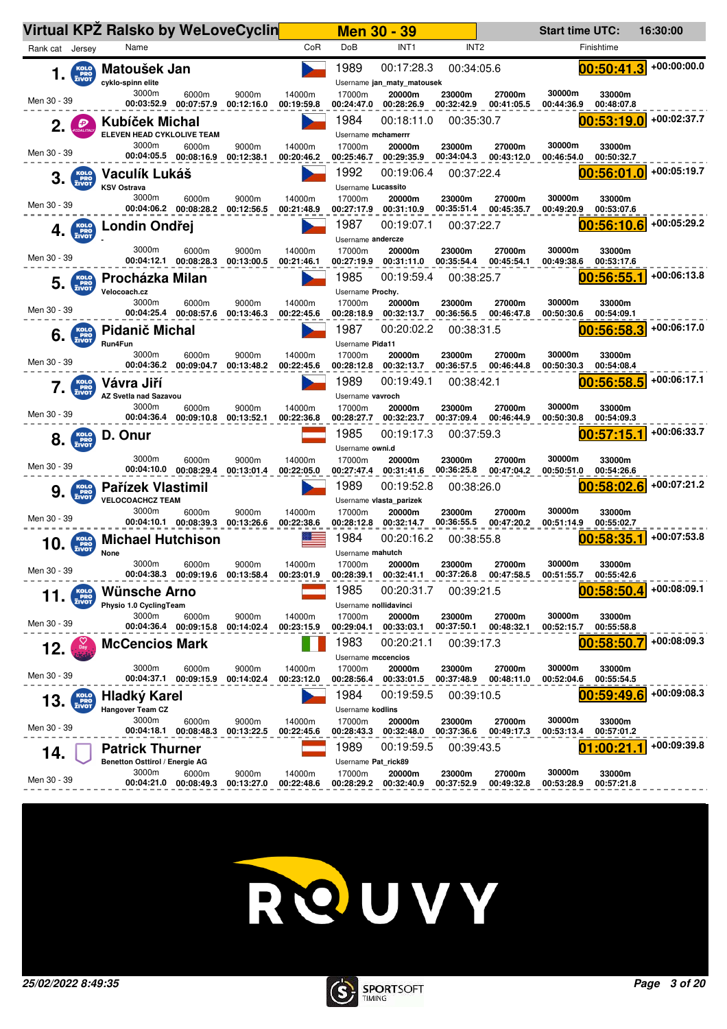# Virtual KPŽ Ralsko by WeLoveCyclin — Men 30 - 39

Start time UTC: 16:30:00

| Rank | Cat | Name | Team | CoR | DoB | Username | INT1 | INT2 | 3000m | 6000m | 9000m | 14000m | 17000m | 20000m | 23000m | 27000m | 30000m | 33000m | Finishtime | Gap |
|---|---|---|---|---|---|---|---|---|---|---|---|---|---|---|---|---|---|---|---|---|
| 1. | Men 30 - 39 | Matoušek Jan | cyklo-spinn elite | CZE | 1989 | jan_maty_matousek | 00:17:28.3 | 00:34:05.6 | 00:03:52.9 | 00:07:57.9 | 00:12:16.0 | 00:19:59.8 | 00:24:47.0 | 00:28:26.9 | 00:32:42.9 | 00:41:05.5 | 00:44:36.9 | 00:48:07.8 | 00:50:41.3 | +00:00:00.0 |
| 2. | Men 30 - 39 | Kubíček Michal | ELEVEN HEAD CYKLOLIVE TEAM | CZE | 1984 | mchamerrr | 00:18:11.0 | 00:35:30.7 | 00:04:05.5 | 00:08:16.9 | 00:12:38.1 | 00:20:46.2 | 00:25:46.7 | 00:29:35.9 | 00:34:04.3 | 00:43:12.0 | 00:46:54.0 | 00:50:32.7 | 00:53:19.0 | +00:02:37.7 |
| 3. | Men 30 - 39 | Vaculík Lukáš | KSV Ostrava | CZE | 1992 | Lucassito | 00:19:06.4 | 00:37:22.4 | 00:04:06.2 | 00:08:28.2 | 00:12:56.5 | 00:21:48.9 | 00:27:17.9 | 00:31:10.9 | 00:35:51.4 | 00:45:35.7 | 00:49:20.9 | 00:53:07.6 | 00:56:01.0 | +00:05:19.7 |
| 4. | Men 30 - 39 | Londin Ondřej | - | CZE | 1987 | andercze | 00:19:07.1 | 00:37:22.7 | 00:04:12.1 | 00:08:28.3 | 00:13:00.5 | 00:21:46.1 | 00:27:19.9 | 00:31:11.0 | 00:35:54.4 | 00:45:54.1 | 00:49:38.6 | 00:53:17.6 | 00:56:10.6 | +00:05:29.2 |
| 5. | Men 30 - 39 | Procházka Milan | Velocoach.cz | CZE | 1985 | Prochy. | 00:19:59.4 | 00:38:25.7 | 00:04:25.4 | 00:08:57.6 | 00:13:46.3 | 00:22:45.6 | 00:28:18.9 | 00:32:13.7 | 00:36:56.5 | 00:46:47.8 | 00:50:30.6 | 00:54:09.1 | 00:56:55.1 | +00:06:13.8 |
| 6. | Men 30 - 39 | Pidanič Michal | Run4Fun | CZE | 1987 | Pida11 | 00:20:02.2 | 00:38:31.5 | 00:04:36.2 | 00:09:04.7 | 00:13:48.2 | 00:22:45.6 | 00:28:12.8 | 00:32:13.7 | 00:36:57.5 | 00:46:44.8 | 00:50:30.3 | 00:54:08.4 | 00:56:58.3 | +00:06:17.0 |
| 7. | Men 30 - 39 | Vávra Jiří | AZ Svetla nad Sazavou | CZE | 1989 | vavroch | 00:19:49.1 | 00:38:42.1 | 00:04:36.4 | 00:09:10.8 | 00:13:52.1 | 00:22:36.8 | 00:28:27.7 | 00:32:23.7 | 00:37:09.4 | 00:46:44.9 | 00:50:30.8 | 00:54:09.3 | 00:56:58.5 | +00:06:17.1 |
| 8. | Men 30 - 39 | D. Onur | | AUT | 1985 | owni.d | 00:19:17.3 | 00:37:59.3 | 00:04:10.0 | 00:08:29.4 | 00:13:01.4 | 00:22:05.0 | 00:27:47.4 | 00:31:41.6 | 00:36:25.8 | 00:47:04.2 | 00:50:51.0 | 00:54:26.6 | 00:57:15.1 | +00:06:33.7 |
| 9. | Men 30 - 39 | Pařízek Vlastimil | VELOCOACHCZ TEAM | CZE | 1989 | vlasta_parizek | 00:19:52.8 | 00:38:26.0 | 00:04:10.1 | 00:08:39.3 | 00:13:26.6 | 00:22:38.6 | 00:28:12.8 | 00:32:14.7 | 00:36:55.5 | 00:47:20.2 | 00:51:14.9 | 00:55:02.7 | 00:58:02.6 | +00:07:21.2 |
| 10. | Men 30 - 39 | Michael Hutchison | None | USA | 1984 | mahutch | 00:20:16.2 | 00:38:55.8 | 00:04:38.3 | 00:09:19.6 | 00:13:58.4 | 00:23:01.9 | 00:28:39.1 | 00:32:41.1 | 00:37:26.8 | 00:47:58.5 | 00:51:55.7 | 00:55:42.6 | 00:58:35.1 | +00:07:53.8 |
| 11. | Men 30 - 39 | Wünsche Arno | Physio 1.0 CyclingTeam | AUT | 1985 | nollidavinci | 00:20:31.7 | 00:39:21.5 | 00:04:36.4 | 00:09:15.8 | 00:14:02.4 | 00:23:15.9 | 00:29:04.1 | 00:33:03.1 | 00:37:50.1 | 00:48:32.1 | 00:52:15.7 | 00:55:58.8 | 00:58:50.4 | +00:08:09.1 |
| 12. | Men 30 - 39 | McCencios Mark | | ITA | 1983 | mccencios | 00:20:21.1 | 00:39:17.3 | 00:04:37.1 | 00:09:15.9 | 00:14:02.4 | 00:23:12.0 | 00:28:56.4 | 00:33:01.5 | 00:37:48.9 | 00:48:11.0 | 00:52:04.6 | 00:55:54.5 | 00:58:50.7 | +00:08:09.3 |
| 13. | Men 30 - 39 | Hladký Karel | Hangover Team CZ | CZE | 1984 | kodlins | 00:19:59.5 | 00:39:10.5 | 00:04:18.1 | 00:08:48.3 | 00:13:22.5 | 00:22:45.6 | 00:28:43.3 | 00:32:48.0 | 00:37:36.6 | 00:49:17.3 | 00:53:13.4 | 00:57:01.2 | 00:59:49.6 | +00:09:08.3 |
| 14. | Men 30 - 39 | Patrick Thurner | Benetton Osttirol / Energie AG | AUT | 1989 | Pat_rick89 | 00:19:59.5 | 00:39:43.5 | 00:04:21.0 | 00:08:49.3 | 00:13:27.0 | 00:22:48.6 | 00:28:29.2 | 00:32:40.9 | 00:37:52.9 | 00:49:32.8 | 00:53:28.9 | 00:57:21.8 | 01:00:21.1 | +00:09:39.8 |

ROUVY

25/02/2022 8:49:35

SPORTSOFT TIMING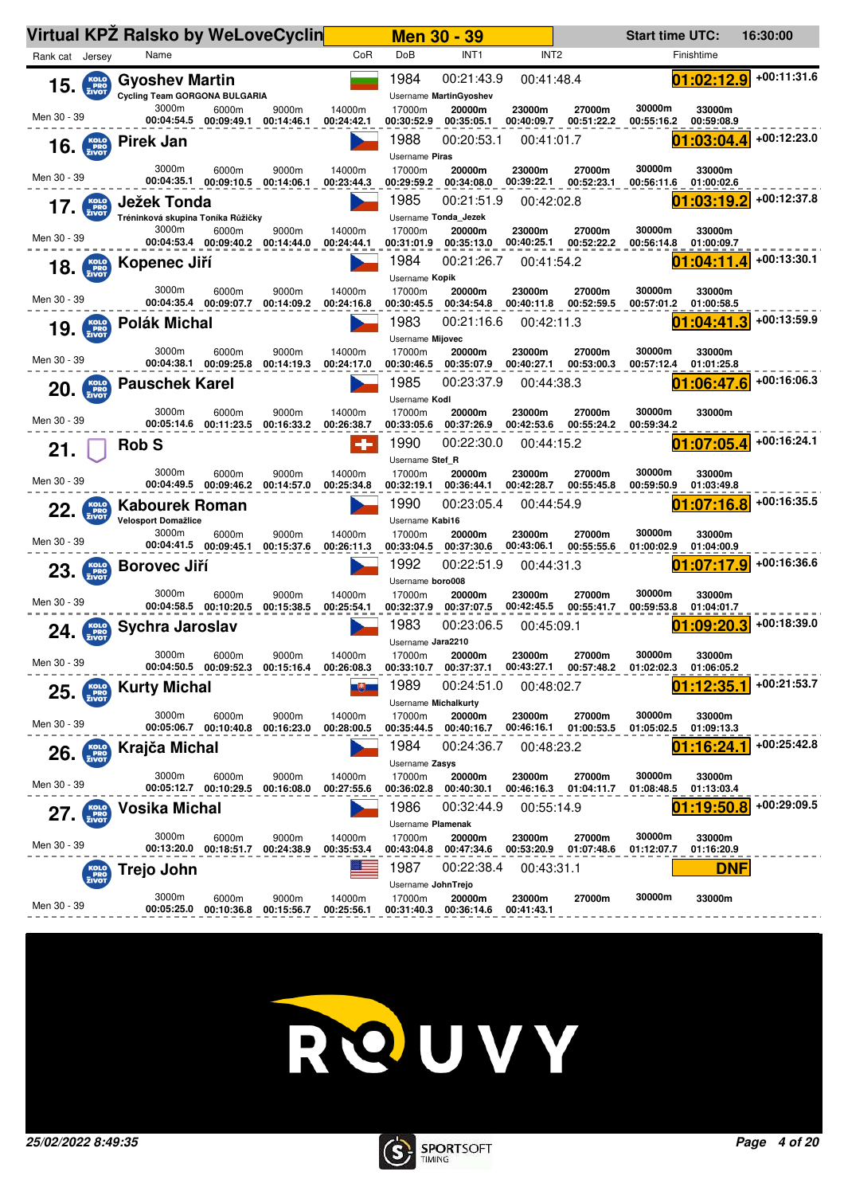# Virtual KPŽ Ralsko by WeLoveCyclin

**Men 30 - 39** — Start time UTC: 16:30:00

| Rank | cat | Name | Team | CoR | DoB | Username | INT1 | INT2 | Finishtime | Gap | 3000m | 6000m | 9000m | 14000m | 17000m | 20000m | 23000m | 27000m | 30000m | 33000m |
|---|---|---|---|---|---|---|---|---|---|---|---|---|---|---|---|---|---|---|---|---|
| 15. | Men 30 - 39 | Gyoshev Martin | Cycling Team GORGONA BULGARIA | BUL | 1984 | MartinGyoshev | 00:21:43.9 | 00:41:48.4 | 01:02:12.9 | +00:11:31.6 | 00:04:54.5 | 00:09:49.1 | 00:14:46.1 | 00:24:42.1 | 00:30:52.9 | 00:35:05.1 | 00:40:09.7 | 00:51:22.2 | 00:55:16.2 | 00:59:08.9 |
| 16. | Men 30 - 39 | Pirek Jan | | CZE | 1988 | Piras | 00:20:53.1 | 00:41:01.7 | 01:03:04.4 | +00:12:23.0 | 00:04:35.1 | 00:09:10.5 | 00:14:06.1 | 00:23:44.3 | 00:29:59.2 | 00:34:08.0 | 00:39:22.1 | 00:52:23.1 | 00:56:11.6 | 01:00:02.6 |
| 17. | Men 30 - 39 | Ježek Tonda | Tréninková skupina Toníka Růžičky | CZE | 1985 | Tonda_Jezek | 00:21:51.9 | 00:42:02.8 | 01:03:19.2 | +00:12:37.8 | 00:04:53.4 | 00:09:40.2 | 00:14:44.0 | 00:24:44.1 | 00:31:01.9 | 00:35:13.0 | 00:40:25.1 | 00:52:22.2 | 00:56:14.8 | 01:00:09.7 |
| 18. | Men 30 - 39 | Kopenec Jiří | | CZE | 1984 | Kopik | 00:21:26.7 | 00:41:54.2 | 01:04:11.4 | +00:13:30.1 | 00:04:35.4 | 00:09:07.7 | 00:14:09.2 | 00:24:16.8 | 00:30:45.5 | 00:34:54.8 | 00:40:11.8 | 00:52:59.5 | 00:57:01.2 | 01:00:58.5 |
| 19. | Men 30 - 39 | Polák Michal | | CZE | 1983 | Mijovec | 00:21:16.6 | 00:42:11.3 | 01:04:41.3 | +00:13:59.9 | 00:04:38.1 | 00:09:25.8 | 00:14:19.3 | 00:24:17.0 | 00:30:46.5 | 00:35:07.9 | 00:40:27.1 | 00:53:00.3 | 00:57:12.4 | 01:01:25.8 |
| 20. | Men 30 - 39 | Pauschek Karel | | CZE | 1985 | Kodl | 00:23:37.9 | 00:44:38.3 | 01:06:47.6 | +00:16:06.3 | 00:05:14.6 | 00:11:23.5 | 00:16:33.2 | 00:26:38.7 | 00:33:05.6 | 00:37:26.9 | 00:42:53.6 | 00:55:24.2 | 00:59:34.2 | |
| 21. | Men 30 - 39 | Rob S | | SUI | 1990 | Stef_R | 00:22:30.0 | 00:44:15.2 | 01:07:05.4 | +00:16:24.1 | 00:04:49.5 | 00:09:46.2 | 00:14:57.0 | 00:25:34.8 | 00:32:19.1 | 00:36:44.1 | 00:42:28.7 | 00:55:45.8 | 00:59:50.9 | 01:03:49.8 |
| 22. | Men 30 - 39 | Kabourek Roman | Velosport Domažlice | CZE | 1990 | Kabi16 | 00:23:05.4 | 00:44:54.9 | 01:07:16.8 | +00:16:35.5 | 00:04:41.5 | 00:09:45.1 | 00:15:37.6 | 00:26:11.3 | 00:33:04.5 | 00:37:30.6 | 00:43:06.1 | 00:55:55.6 | 01:00:02.9 | 01:04:00.9 |
| 23. | Men 30 - 39 | Borovec Jiří | | CZE | 1992 | boro008 | 00:22:51.9 | 00:44:31.3 | 01:07:17.9 | +00:16:36.6 | 00:04:58.5 | 00:10:20.5 | 00:15:38.5 | 00:25:54.1 | 00:32:37.9 | 00:37:07.5 | 00:42:45.5 | 00:55:41.7 | 00:59:53.8 | 01:04:01.7 |
| 24. | Men 30 - 39 | Sychra Jaroslav | | CZE | 1983 | Jara2210 | 00:23:06.5 | 00:45:09.1 | 01:09:20.3 | +00:18:39.0 | 00:04:50.5 | 00:09:52.3 | 00:15:16.4 | 00:26:08.3 | 00:33:10.7 | 00:37:37.1 | 00:43:27.1 | 00:57:48.2 | 01:02:02.3 | 01:06:05.2 |
| 25. | Men 30 - 39 | Kurty Michal | | SVK | 1989 | Michalkurty | 00:24:51.0 | 00:48:02.7 | 01:12:35.1 | +00:21:53.7 | 00:05:06.7 | 00:10:40.8 | 00:16:23.0 | 00:28:00.5 | 00:35:44.5 | 00:40:16.7 | 00:46:16.1 | 01:00:53.5 | 01:05:02.5 | 01:09:13.3 |
| 26. | Men 30 - 39 | Krajča Michal | | CZE | 1984 | Zasys | 00:24:36.7 | 00:48:23.2 | 01:16:24.1 | +00:25:42.8 | 00:05:12.7 | 00:10:29.5 | 00:16:08.0 | 00:27:55.6 | 00:36:02.8 | 00:40:30.1 | 00:46:16.3 | 01:04:11.7 | 01:08:48.5 | 01:13:03.4 |
| 27. | Men 30 - 39 | Vosika Michal | | CZE | 1986 | Plamenak | 00:32:44.9 | 00:55:14.9 | 01:19:50.8 | +00:29:09.5 | 00:13:20.0 | 00:18:51.7 | 00:24:38.9 | 00:35:53.4 | 00:43:04.8 | 00:47:34.6 | 00:53:20.9 | 01:07:48.6 | 01:12:07.7 | 01:16:20.9 |
| | Men 30 - 39 | Trejo John | | USA | 1987 | JohnTrejo | 00:22:38.4 | 00:43:31.1 | DNF | | 00:05:25.0 | 00:10:36.8 | 00:15:56.7 | 00:25:56.1 | 00:31:40.3 | 00:36:14.6 | 00:41:43.1 | | | |

25/02/2022 8:49:35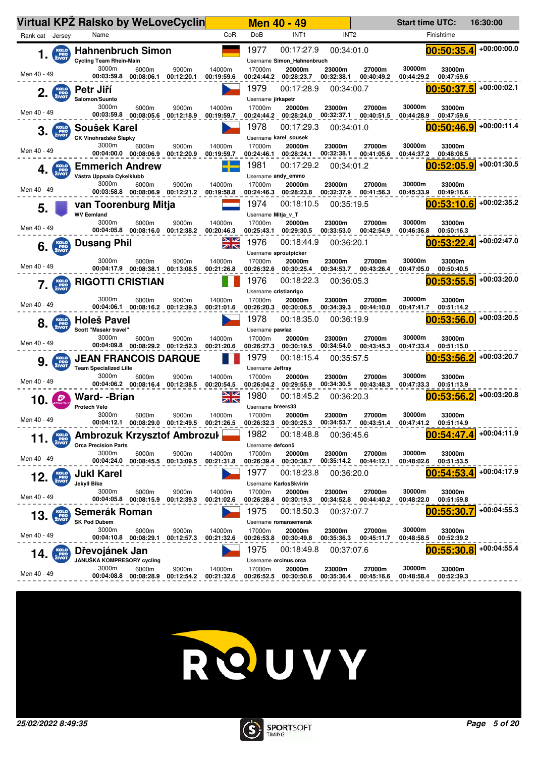# Virtual KPŽ Ralsko by WeLoveCyclin — Men 40 - 49

Start time UTC: 16:30:00

| Rank | cat | Name | Team | CoR | DoB | Username | INT1 | INT2 | Finishtime | Gap | 3000m | 6000m | 9000m | 14000m | 17000m | 20000m | 23000m | 27000m | 30000m | 33000m |
|---|---|---|---|---|---|---|---|---|---|---|---|---|---|---|---|---|---|---|---|---|
| 1. | Men 40 - 49 | Hahnenbruch Simon | Cycling Team Rhein-Main | GER | 1977 | Simon_Hahnenbruch | 00:17:27.9 | 00:34:01.0 | 00:50:35.4 | +00:00:00.0 | 00:03:59.8 | 00:08:06.1 | 00:12:20.1 | 00:19:59.6 | 00:24:44.2 | 00:28:23.7 | 00:32:38.1 | 00:40:49.2 | 00:44:29.2 | 00:47:59.6 |
| 2. | Men 40 - 49 | Petr Jiří | Salomon/Suunto | CZE | 1979 | jirkapetr | 00:17:28.9 | 00:34:00.7 | 00:50:37.5 | +00:00:02.1 | 00:03:59.8 | 00:08:05.6 | 00:12:18.9 | 00:19:59.7 | 00:24:44.2 | 00:28:24.0 | 00:32:37.1 | 00:40:51.5 | 00:44:28.9 | 00:47:59.6 |
| 3. | Men 40 - 49 | Soušek Karel | CK Vinohradské Šlapky | CZE | 1978 | karel_sousek | 00:17:29.3 | 00:34:01.0 | 00:50:46.9 | +00:00:11.4 | 00:04:00.0 | 00:08:06.9 | 00:12:20.9 | 00:19:59.7 | 00:24:46.1 | 00:28:24.1 | 00:32:38.1 | 00:41:05.6 | 00:44:37.2 | 00:48:08.5 |
| 4. | Men 40 - 49 | Emmerich Andrew | Västra Uppsala Cykelklubb | SWE | 1981 | andy_emmo | 00:17:29.2 | 00:34:01.2 | 00:52:05.9 | +00:01:30.5 | 00:03:58.8 | 00:08:06.9 | 00:12:21.2 | 00:19:58.8 | 00:24:46.3 | 00:28:23.8 | 00:32:37.9 | 00:41:56.3 | 00:45:33.9 | 00:49:16.6 |
| 5. | Men 40 - 49 | van Toorenburg Mitja | WV Eemland | NED | 1974 | Mitja_v_T | 00:18:10.5 | 00:35:19.5 | 00:53:10.6 | +00:02:35.2 | 00:04:05.8 | 00:08:16.0 | 00:12:38.2 | 00:20:46.3 | 00:25:43.1 | 00:29:30.5 | 00:33:53.0 | 00:42:54.9 | 00:46:36.8 | 00:50:16.3 |
| 6. | Men 40 - 49 | Dusang Phil | | GBR | 1976 | sproutpicker | 00:18:44.9 | 00:36:20.1 | 00:53:22.4 | +00:02:47.0 | 00:04:17.9 | 00:08:38.1 | 00:13:08.5 | 00:21:26.8 | 00:26:32.6 | 00:30:25.4 | 00:34:53.7 | 00:43:26.4 | 00:47:05.0 | 00:50:40.5 |
| 7. | Men 40 - 49 | RIGOTTI CRISTIAN | | ITA | 1976 | cristianrigo | 00:18:22.3 | 00:36:05.3 | 00:53:55.5 | +00:03:20.0 | 00:04:06.1 | 00:08:16.2 | 00:12:39.3 | 00:21:01.6 | 00:26:20.3 | 00:30:06.5 | 00:34:39.3 | 00:44:10.0 | 00:47:41.7 | 00:51:14.2 |
| 8. | Men 40 - 49 | Holeš Pavel | Scott "Masakr travel" | CZE | 1978 | pawlaz | 00:18:35.0 | 00:36:19.9 | 00:53:56.0 | +00:03:20.5 | 00:04:09.8 | 00:08:29.2 | 00:12:52.3 | 00:21:20.6 | 00:26:27.3 | 00:30:19.5 | 00:34:54.0 | 00:43:45.3 | 00:47:33.4 | 00:51:15.0 |
| 9. | Men 40 - 49 | JEAN FRANCOIS DARQUE | Team Specialized Lille | FRA | 1979 | Jeffray | 00:18:15.4 | 00:35:57.5 | 00:53:56.2 | +00:03:20.7 | 00:04:06.2 | 00:08:16.4 | 00:12:38.5 | 00:20:54.5 | 00:26:04.2 | 00:29:55.9 | 00:34:30.5 | 00:43:48.3 | 00:47:33.3 | 00:51:13.9 |
| 10. | Men 40 - 49 | Ward- -Brian | Protech Velo | GBR | 1980 | breers33 | 00:18:45.2 | 00:36:20.3 | 00:53:56.2 | +00:03:20.8 | 00:04:12.1 | 00:08:29.0 | 00:12:49.5 | 00:21:26.5 | 00:26:32.3 | 00:30:25.3 | 00:34:53.7 | 00:43:51.4 | 00:47:41.2 | 00:51:14.9 |
| 11. | Men 40 - 49 | Ambrozuk Krzysztof Ambrozuk | Orca Precision Parts | POL | 1982 | defcon5 | 00:18:48.8 | 00:36:45.6 | 00:54:47.4 | +00:04:11.9 | 00:04:24.0 | 00:08:45.5 | 00:13:09.5 | 00:21:31.8 | 00:26:39.4 | 00:30:38.7 | 00:35:14.2 | 00:44:12.1 | 00:48:02.6 | 00:51:53.5 |
| 12. | Men 40 - 49 | Jukl Karel | Jekyll Bike | CZE | 1977 | KarlosSkvirin | 00:18:23.8 | 00:36:20.0 | 00:54:53.4 | +00:04:17.9 | 00:04:05.8 | 00:08:15.9 | 00:12:39.3 | 00:21:02.6 | 00:26:28.4 | 00:30:19.3 | 00:34:52.8 | 00:44:40.2 | 00:48:22.0 | 00:51:59.8 |
| 13. | Men 40 - 49 | Semerák Roman | SK Pod Dubem | CZE | 1975 | romansemerak | 00:18:50.3 | 00:37:07.7 | 00:55:30.7 | +00:04:55.3 | 00:04:10.8 | 00:08:29.1 | 00:12:57.3 | 00:21:32.6 | 00:26:53.8 | 00:30:49.8 | 00:35:36.3 | 00:45:11.7 | 00:48:58.5 | 00:52:39.2 |
| 14. | Men 40 - 49 | Dřevojánek Jan | JANUŠKA KOMPRESORY cycling | CZE | 1975 | orcinus.orca | 00:18:49.8 | 00:37:07.6 | 00:55:30.8 | +00:04:55.4 | 00:04:08.8 | 00:08:28.9 | 00:12:54.2 | 00:21:32.6 | 00:26:52.5 | 00:30:50.6 | 00:35:36.4 | 00:45:16.6 | 00:48:58.4 | 00:52:39.3 |

25/02/2022 8:49:35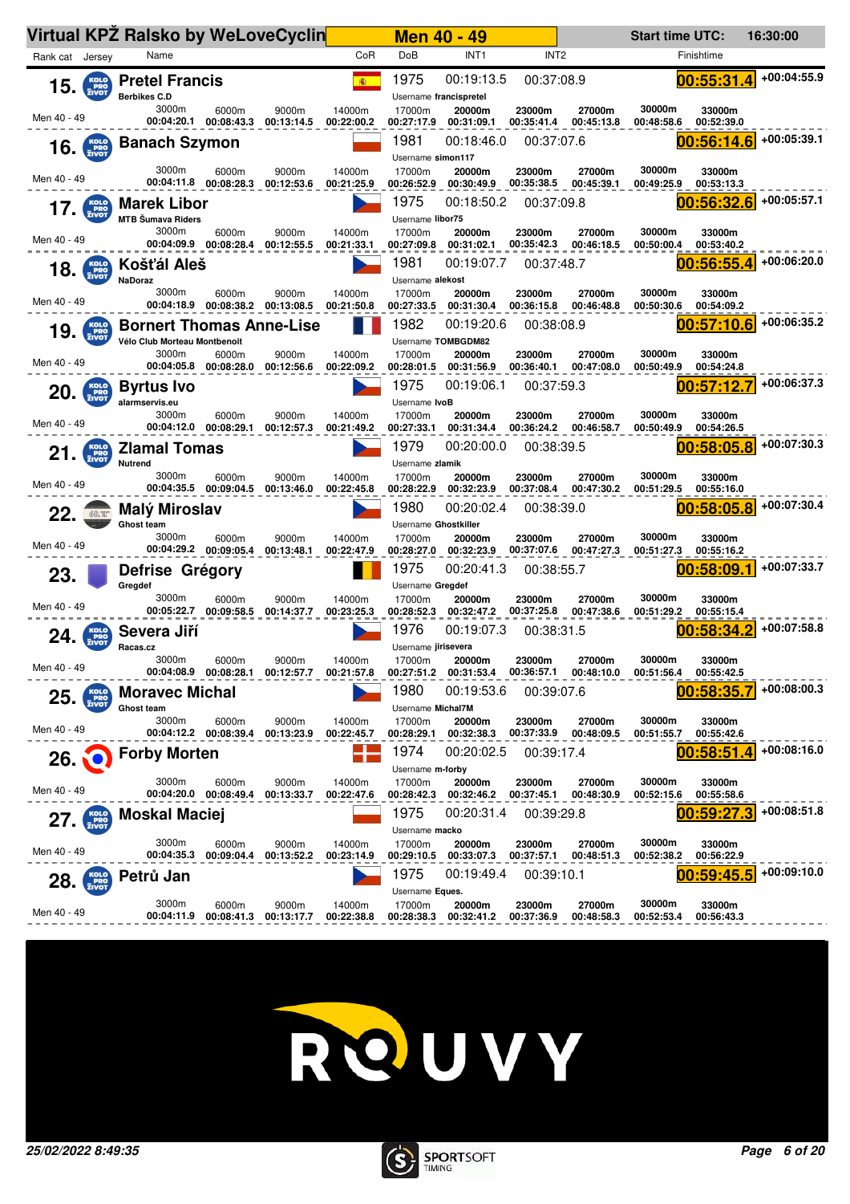# Virtual KPŽ Ralsko by WeLoveCyclin — Men 40 - 49

Start time UTC: 16:30:00

| Rank | cat | Name | Team | Username | DoB | INT1 | INT2 | Finishtime | Gap | 3000m | 6000m | 9000m | 14000m | 17000m | 20000m | 23000m | 27000m | 30000m | 33000m |
|---|---|---|---|---|---|---|---|---|---|---|---|---|---|---|---|---|---|---|---|
| 15. | Men 40 - 49 | Pretel Francis | Berbikes C.D | francispretel | 1975 | 00:19:13.5 | 00:37:08.9 | 00:55:31.4 | +00:04:55.9 | 00:04:20.1 | 00:08:43.3 | 00:13:14.5 | 00:22:00.2 | 00:27:17.9 | 00:31:09.1 | 00:35:41.4 | 00:45:13.8 | 00:48:58.6 | 00:52:39.0 |
| 16. | Men 40 - 49 | Banach Szymon | | simon117 | 1981 | 00:18:46.0 | 00:37:07.6 | 00:56:14.6 | +00:05:39.1 | 00:04:11.8 | 00:08:28.3 | 00:12:53.6 | 00:21:25.9 | 00:26:52.9 | 00:30:49.9 | 00:35:38.5 | 00:45:39.1 | 00:49:25.9 | 00:53:13.3 |
| 17. | Men 40 - 49 | Marek Libor | MTB Šumava Riders | libor75 | 1975 | 00:18:50.2 | 00:37:09.8 | 00:56:32.6 | +00:05:57.1 | 00:04:09.9 | 00:08:28.4 | 00:12:55.5 | 00:21:33.1 | 00:27:09.8 | 00:31:02.1 | 00:35:42.3 | 00:46:18.5 | 00:50:00.4 | 00:53:40.2 |
| 18. | Men 40 - 49 | Košťál Aleš | NaDoraz | alekost | 1981 | 00:19:07.7 | 00:37:48.7 | 00:56:55.4 | +00:06:20.0 | 00:04:18.9 | 00:08:38.2 | 00:13:08.5 | 00:21:50.8 | 00:27:33.5 | 00:31:30.4 | 00:36:15.8 | 00:46:48.8 | 00:50:30.6 | 00:54:09.2 |
| 19. | Men 40 - 49 | Bornert Thomas Anne-Lise | Vélo Club Morteau Montbenoit | TOMBGDM82 | 1982 | 00:19:20.6 | 00:38:08.9 | 00:57:10.6 | +00:06:35.2 | 00:04:05.8 | 00:08:28.0 | 00:12:56.6 | 00:22:09.2 | 00:28:01.5 | 00:31:56.9 | 00:36:40.1 | 00:47:08.0 | 00:50:49.9 | 00:54:24.8 |
| 20. | Men 40 - 49 | Byrtus Ivo | alarmservis.eu | IvoB | 1975 | 00:19:06.1 | 00:37:59.3 | 00:57:12.7 | +00:06:37.3 | 00:04:12.0 | 00:08:29.1 | 00:12:57.3 | 00:21:49.2 | 00:27:33.1 | 00:31:34.4 | 00:36:24.2 | 00:46:58.7 | 00:50:49.9 | 00:54:26.5 |
| 21. | Men 40 - 49 | Zlamal Tomas | Nutrend | zlamik | 1979 | 00:20:00.0 | 00:38:39.5 | 00:58:05.8 | +00:07:30.3 | 00:04:35.5 | 00:09:04.5 | 00:13:46.0 | 00:22:45.8 | 00:28:22.9 | 00:32:23.9 | 00:37:08.4 | 00:47:30.2 | 00:51:29.5 | 00:55:16.0 |
| 22. | Men 40 - 49 | Malý Miroslav | Ghost team | Ghostkiller | 1980 | 00:20:02.4 | 00:38:39.0 | 00:58:05.8 | +00:07:30.4 | 00:04:29.2 | 00:09:05.4 | 00:13:48.1 | 00:22:47.9 | 00:28:27.0 | 00:32:23.9 | 00:37:07.6 | 00:47:27.3 | 00:51:27.3 | 00:55:16.2 |
| 23. | Men 40 - 49 | Defrise Grégory | Gregdef | Gregdef | 1975 | 00:20:41.3 | 00:38:55.7 | 00:58:09.1 | +00:07:33.7 | 00:05:22.7 | 00:09:58.5 | 00:14:37.7 | 00:23:25.3 | 00:28:52.3 | 00:32:47.2 | 00:37:25.8 | 00:47:38.6 | 00:51:29.2 | 00:55:15.4 |
| 24. | Men 40 - 49 | Severa Jiří | Racas.cz | jirisevera | 1976 | 00:19:07.3 | 00:38:31.5 | 00:58:34.2 | +00:07:58.8 | 00:04:08.9 | 00:08:28.1 | 00:12:57.7 | 00:21:57.8 | 00:27:51.2 | 00:31:53.4 | 00:36:57.1 | 00:48:10.0 | 00:51:56.4 | 00:55:42.5 |
| 25. | Men 40 - 49 | Moravec Michal | Ghost team | Michal7M | 1980 | 00:19:53.6 | 00:39:07.6 | 00:58:35.7 | +00:08:00.3 | 00:04:12.2 | 00:08:39.4 | 00:13:23.9 | 00:22:45.7 | 00:28:29.1 | 00:32:38.3 | 00:37:33.9 | 00:48:09.5 | 00:51:55.7 | 00:55:42.6 |
| 26. | Men 40 - 49 | Forby Morten | | m-forby | 1974 | 00:20:02.5 | 00:39:17.4 | 00:58:51.4 | +00:08:16.0 | 00:04:20.0 | 00:08:49.4 | 00:13:33.7 | 00:22:47.6 | 00:28:42.3 | 00:32:46.2 | 00:37:45.1 | 00:48:30.9 | 00:52:15.6 | 00:55:58.6 |
| 27. | Men 40 - 49 | Moskal Maciej | | macko | 1975 | 00:20:31.4 | 00:39:29.8 | 00:59:27.3 | +00:08:51.8 | 00:04:35.3 | 00:09:04.4 | 00:13:52.2 | 00:23:14.9 | 00:29:10.5 | 00:33:07.3 | 00:37:57.1 | 00:48:51.3 | 00:52:38.2 | 00:56:22.9 |
| 28. | Men 40 - 49 | Petrů Jan | | Eques. | 1975 | 00:19:49.4 | 00:39:10.1 | 00:59:45.5 | +00:09:10.0 | 00:04:11.9 | 00:08:41.3 | 00:13:17.7 | 00:22:38.8 | 00:28:38.3 | 00:32:41.2 | 00:37:36.9 | 00:48:58.3 | 00:52:53.4 | 00:56:43.3 |

25/02/2022 8:49:35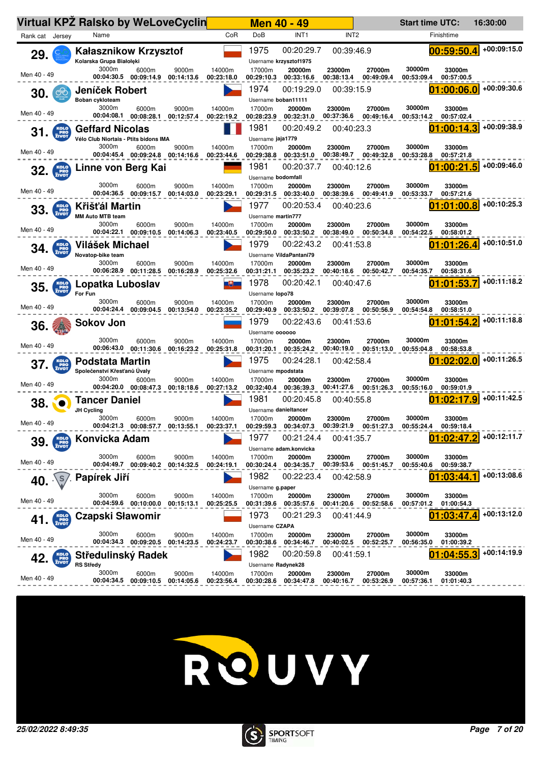# Virtual KPŽ Ralsko by WeLoveCyclin — Men 40 - 49

Start time UTC: 16:30:00

| Rank | cat | Name | Club | CoR | DoB | Username | INT1 | INT2 | 3000m | 6000m | 9000m | 14000m | 17000m | 20000m | 23000m | 27000m | 30000m | 33000m | Finishtime | Gap |
|---|---|---|---|---|---|---|---|---|---|---|---|---|---|---|---|---|---|---|---|---|
| 29. | Men 40 - 49 | Kałasznikow Krzysztof | Kolarska Grupa Białołęki | POL | 1975 | krzysztof1975 | 00:20:29.7 | 00:39:46.9 | 00:04:30.5 | 00:09:14.9 | 00:14:13.6 | 00:23:18.0 | 00:29:10.3 | 00:33:16.6 | 00:38:13.4 | 00:49:09.4 | 00:53:09.4 | 00:57:00.5 | 00:59:50.4 | +00:09:15.0 |
| 30. | Men 40 - 49 | Jeníček Robert | Boban cykloteam | CZE | 1974 | boban11111 | 00:19:29.0 | 00:39:15.9 | 00:04:08.1 | 00:08:28.1 | 00:12:57.4 | 00:22:19.2 | 00:28:23.9 | 00:32:31.0 | 00:37:36.6 | 00:49:16.4 | 00:53:14.2 | 00:57:02.4 | 01:00:06.0 | +00:09:30.6 |
| 31. | Men 40 - 49 | Geffard Nicolas | Vélo Club Niortais - Ptits bidons IMA | FRA | 1981 | jaja1779 | 00:20:49.2 | 00:40:23.3 | 00:04:45.4 | 00:09:24.8 | 00:14:16.6 | 00:23:44.6 | 00:29:38.8 | 00:33:51.0 | 00:38:49.7 | 00:49:32.8 | 00:53:28.8 | 00:57:21.8 | 01:00:14.3 | +00:09:38.9 |
| 32. | Men 40 - 49 | Linne von Berg Kai | | GER | 1981 | bodomfall | 00:20:37.7 | 00:40:12.6 | 00:04:36.5 | 00:09:15.7 | 00:14:03.0 | 00:23:29.1 | 00:29:31.5 | 00:33:40.0 | 00:38:39.6 | 00:49:41.9 | 00:53:33.7 | 00:57:21.6 | 01:00:21.5 | +00:09:46.0 |
| 33. | Men 40 - 49 | Křišťál Martin | MM Auto MTB team | CZE | 1977 | martin777 | 00:20:53.4 | 00:40:23.6 | 00:04:22.1 | 00:09:10.5 | 00:14:06.3 | 00:23:40.5 | 00:29:50.0 | 00:33:50.2 | 00:38:49.0 | 00:50:34.8 | 00:54:22.5 | 00:58:01.2 | 01:01:00.8 | +00:10:25.3 |
| 34. | Men 40 - 49 | Vilášek Michael | Novatop-bike team | CZE | 1979 | VildaPantani79 | 00:22:43.2 | 00:41:53.8 | 00:06:28.9 | 00:11:28.5 | 00:16:28.9 | 00:25:32.6 | 00:31:21.1 | 00:35:23.2 | 00:40:18.6 | 00:50:42.7 | 00:54:35.7 | 00:58:31.6 | 01:01:26.4 | +00:10:51.0 |
| 35. | Men 40 - 49 | Lopatka Luboslav | For Fun | SVK | 1978 | lopo78 | 00:20:42.1 | 00:40:47.6 | 00:04:24.4 | 00:09:04.5 | 00:13:54.0 | 00:23:35.2 | 00:29:40.9 | 00:33:50.2 | 00:39:07.8 | 00:50:56.9 | 00:54:54.8 | 00:58:51.0 | 01:01:53.7 | +00:11:18.2 |
| 36. | Men 40 - 49 | Sokov Jon | | RUS | 1979 | oooooo | 00:22:43.6 | 00:41:53.6 | 00:06:43.0 | 00:11:30.6 | 00:16:23.2 | 00:25:31.8 | 00:31:20.1 | 00:35:24.2 | 00:40:19.0 | 00:51:13.0 | 00:55:04.8 | 00:58:53.8 | 01:01:54.2 | +00:11:18.8 |
| 37. | Men 40 - 49 | Podstata Martin | Společenství Křesťanů Úvaly | CZE | 1975 | mpodstata | 00:24:28.1 | 00:42:58.4 | 00:04:20.0 | 00:08:47.3 | 00:18:18.6 | 00:27:13.2 | 00:32:40.4 | 00:36:39.3 | 00:41:27.6 | 00:51:26.3 | 00:55:16.0 | 00:59:01.9 | 01:02:02.0 | +00:11:26.5 |
| 38. | Men 40 - 49 | Tancer Daniel | JH Cycling | CZE | 1981 | danieltancer | 00:20:45.8 | 00:40:55.8 | 00:04:21.3 | 00:08:57.7 | 00:13:55.1 | 00:23:37.1 | 00:29:59.3 | 00:34:07.3 | 00:39:21.9 | 00:51:27.3 | 00:55:24.4 | 00:59:18.4 | 01:02:17.9 | +00:11:42.5 |
| 39. | Men 40 - 49 | Konvicka Adam | | CZE | 1977 | adam.konvicka | 00:21:24.4 | 00:41:35.7 | 00:04:49.7 | 00:09:40.2 | 00:14:32.5 | 00:24:19.1 | 00:30:24.4 | 00:34:35.7 | 00:39:53.6 | 00:51:45.7 | 00:55:40.6 | 00:59:38.7 | 01:02:47.2 | +00:12:11.7 |
| 40. | Men 40 - 49 | Papírek Jiří | | CZE | 1982 | g.paper | 00:22:23.4 | 00:42:58.9 | 00:04:59.6 | 00:10:00.0 | 00:15:13.1 | 00:25:25.5 | 00:31:39.6 | 00:35:57.6 | 00:41:20.6 | 00:52:58.6 | 00:57:01.2 | 01:00:54.3 | 01:03:44.1 | +00:13:08.6 |
| 41. | Men 40 - 49 | Czapski Sławomir | | POL | 1973 | CZAPA | 00:21:29.3 | 00:41:44.9 | 00:04:34.3 | 00:09:20.5 | 00:14:23.5 | 00:24:23.7 | 00:30:38.6 | 00:34:46.7 | 00:40:02.5 | 00:52:25.7 | 00:56:35.0 | 01:00:39.2 | 01:03:47.4 | +00:13:12.0 |
| 42. | Men 40 - 49 | Středulinský Radek | RS Středy | CZE | 1982 | Radynek28 | 00:20:59.8 | 00:41:59.1 | 00:04:34.5 | 00:09:10.5 | 00:14:05.6 | 00:23:56.4 | 00:30:28.6 | 00:34:47.8 | 00:40:16.7 | 00:53:26.9 | 00:57:36.1 | 01:01:40.3 | 01:04:55.3 | +00:14:19.9 |

ROUVY

25/02/2022 8:49:35

SPORTSOFT TIMING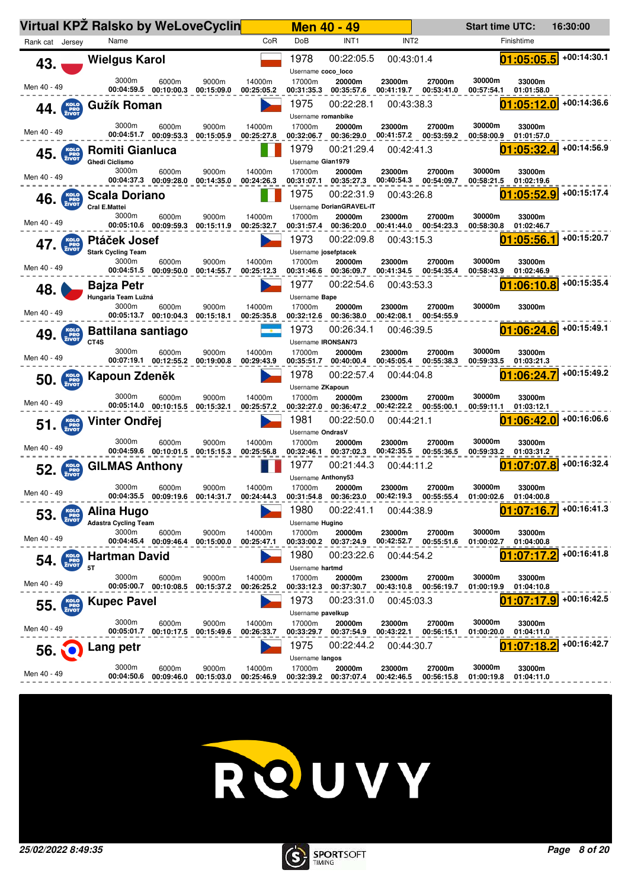# Virtual KPŽ Ralsko by WeLoveCyclin

**Men 40 - 49**

Start time UTC: 16:30:00

| Rank | cat | Name | Team | CoR | DoB | Username | INT1 | INT2 | Finishtime | Gap |
|---|---|---|---|---|---|---|---|---|---|---|
| 43. | Men 40 - 49 | Wielgus Karol | | | 1978 | coco_loco | 00:22:05.5 | 00:43:01.4 | 01:05:05.5 | +00:14:30.1 |
| 44. | Men 40 - 49 | Gužík Roman | | | 1975 | romanbike | 00:22:28.1 | 00:43:38.3 | 01:05:12.0 | +00:14:36.6 |
| 45. | Men 40 - 49 | Romiti Gianluca | Ghedi Ciclismo | | 1979 | Gian1979 | 00:21:29.4 | 00:42:41.3 | 01:05:32.4 | +00:14:56.9 |
| 46. | Men 40 - 49 | Scala Doriano | Cral E.Mattei | | 1975 | DorianGRAVEL-IT | 00:22:31.9 | 00:43:26.8 | 01:05:52.9 | +00:15:17.4 |
| 47. | Men 40 - 49 | Ptáček Josef | Stark Cycling Team | | 1973 | josefptacek | 00:22:09.8 | 00:43:15.3 | 01:05:56.1 | +00:15:20.7 |
| 48. | Men 40 - 49 | Bajza Petr | Hungaria Team Lužná | | 1977 | Bape | 00:22:54.6 | 00:43:53.3 | 01:06:10.8 | +00:15:35.4 |
| 49. | Men 40 - 49 | Battilana santiago | CT4S | | 1973 | IRONSAN73 | 00:26:34.1 | 00:46:39.5 | 01:06:24.6 | +00:15:49.1 |
| 50. | Men 40 - 49 | Kapoun Zdeněk | | | 1978 | ZKapoun | 00:22:57.4 | 00:44:04.8 | 01:06:24.7 | +00:15:49.2 |
| 51. | Men 40 - 49 | Vinter Ondřej | | | 1981 | OndrasV | 00:22:50.0 | 00:44:21.1 | 01:06:42.0 | +00:16:06.6 |
| 52. | Men 40 - 49 | GILMAS Anthony | | | 1977 | Anthony53 | 00:21:44.3 | 00:44:11.2 | 01:07:07.8 | +00:16:32.4 |
| 53. | Men 40 - 49 | Alina Hugo | Adastra Cycling Team | | 1980 | Hugino | 00:22:41.1 | 00:44:38.9 | 01:07:16.7 | +00:16:41.3 |
| 54. | Men 40 - 49 | Hartman David | 5T | | 1980 | hartmd | 00:23:22.6 | 00:44:54.2 | 01:07:17.2 | +00:16:41.8 |
| 55. | Men 40 - 49 | Kupec Pavel | | | 1973 | pavelkup | 00:23:31.0 | 00:45:03.3 | 01:07:17.9 | +00:16:42.5 |
| 56. | Men 40 - 49 | Lang petr | | | 1975 | langos | 00:22:44.2 | 00:44:30.7 | 01:07:18.2 | +00:16:42.7 |

Split times:

| Rank | Name | 3000m | 6000m | 9000m | 14000m | 17000m | 20000m | 23000m | 27000m | 30000m | 33000m |
|---|---|---|---|---|---|---|---|---|---|---|---|
| 43. | Wielgus Karol | 00:04:59.5 | 00:10:00.3 | 00:15:09.0 | 00:25:05.2 | 00:31:35.3 | 00:35:57.6 | 00:41:19.7 | 00:53:41.0 | 00:57:54.1 | 01:01:58.0 |
| 44. | Gužík Roman | 00:04:51.7 | 00:09:53.3 | 00:15:05.9 | 00:25:27.8 | 00:32:06.7 | 00:36:29.0 | 00:41:57.2 | 00:53:59.2 | 00:58:00.9 | 01:01:57.0 |
| 45. | Romiti Gianluca | 00:04:37.3 | 00:09:28.0 | 00:14:35.0 | 00:24:26.3 | 00:31:07.1 | 00:35:27.3 | 00:40:54.3 | 00:54:09.7 | 00:58:21.5 | 01:02:19.6 |
| 46. | Scala Doriano | 00:05:10.6 | 00:09:59.3 | 00:15:11.9 | 00:25:32.7 | 00:31:57.4 | 00:36:20.0 | 00:41:44.0 | 00:54:23.3 | 00:58:30.8 | 01:02:46.7 |
| 47. | Ptáček Josef | 00:04:51.5 | 00:09:50.0 | 00:14:55.7 | 00:25:12.3 | 00:31:46.6 | 00:36:09.7 | 00:41:34.5 | 00:54:35.4 | 00:58:43.9 | 01:02:46.9 |
| 48. | Bajza Petr | 00:05:13.7 | 00:10:04.3 | 00:15:18.1 | 00:25:35.8 | 00:32:12.6 | 00:36:38.0 | 00:42:08.1 | 00:54:55.9 | | |
| 49. | Battilana santiago | 00:07:19.1 | 00:12:55.2 | 00:19:00.8 | 00:29:43.9 | 00:35:51.7 | 00:40:00.4 | 00:45:05.4 | 00:55:38.3 | 00:59:33.5 | 01:03:21.3 |
| 50. | Kapoun Zdeněk | 00:05:14.0 | 00:10:15.5 | 00:15:32.1 | 00:25:57.2 | 00:32:27.0 | 00:36:47.2 | 00:42:22.2 | 00:55:00.1 | 00:59:11.1 | 01:03:12.1 |
| 51. | Vinter Ondřej | 00:04:59.6 | 00:10:01.5 | 00:15:15.3 | 00:25:56.8 | 00:32:46.1 | 00:37:02.3 | 00:42:35.5 | 00:55:36.5 | 00:59:33.2 | 01:03:31.2 |
| 52. | GILMAS Anthony | 00:04:35.5 | 00:09:19.6 | 00:14:31.7 | 00:24:44.3 | 00:31:54.8 | 00:36:23.0 | 00:42:19.3 | 00:55:55.4 | 01:00:02.6 | 01:04:00.8 |
| 53. | Alina Hugo | 00:04:45.4 | 00:09:46.4 | 00:15:00.0 | 00:25:47.1 | 00:33:00.2 | 00:37:24.9 | 00:42:52.7 | 00:55:51.6 | 01:00:02.7 | 01:04:00.8 |
| 54. | Hartman David | 00:05:00.7 | 00:10:08.5 | 00:15:37.2 | 00:26:25.2 | 00:33:12.3 | 00:37:30.7 | 00:43:10.8 | 00:56:19.7 | 01:00:19.9 | 01:04:10.8 |
| 55. | Kupec Pavel | 00:05:01.7 | 00:10:17.5 | 00:15:49.6 | 00:26:33.7 | 00:33:29.7 | 00:37:54.9 | 00:43:22.1 | 00:56:15.1 | 01:00:20.0 | 01:04:11.0 |
| 56. | Lang petr | 00:04:50.6 | 00:09:46.0 | 00:15:03.0 | 00:25:46.9 | 00:32:39.2 | 00:37:07.4 | 00:42:46.5 | 00:56:15.8 | 01:00:19.8 | 01:04:11.0 |

25/02/2022 8:49:35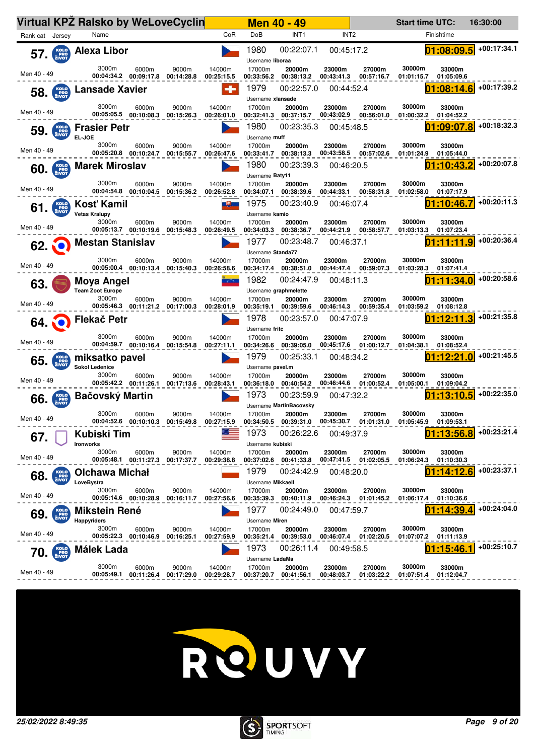# Virtual KPŽ Ralsko by WeLoveCyclin — Men 40 - 49

Start time UTC: 16:30:00

| Rank | Name | Team | CoR | DoB | Username | INT1 | INT2 | Finishtime | Gap |
|---|---|---|---|---|---|---|---|---|---|
| 57. | Alexa Libor | | CZE | 1980 | liboraa | 00:22:07.1 | 00:45:17.2 | 01:08:09.5 | +00:17:34.1 |
| 58. | Lansade Xavier | | SUI | 1979 | xlansade | 00:22:57.0 | 00:44:52.4 | 01:08:14.6 | +00:17:39.2 |
| 59. | Frasier Petr | EL-JOE | CZE | 1980 | muff | 00:23:35.3 | 00:45:48.5 | 01:09:07.8 | +00:18:32.3 |
| 60. | Marek Miroslav | | CZE | 1980 | Baty11 | 00:23:39.3 | 00:46:20.5 | 01:10:43.2 | +00:20:07.8 |
| 61. | Kosť Kamil | Vetas Kralupy | SVK | 1975 | kamio | 00:23:40.9 | 00:46:07.4 | 01:10:46.7 | +00:20:11.3 |
| 62. | Mestan Stanislav | | CZE | 1977 | Standa77 | 00:23:48.7 | 00:46:37.1 | 01:11:11.9 | +00:20:36.4 |
| 63. | Moya Angel | Team Zoot Europe | VEN | 1982 | graphmelette | 00:24:47.9 | 00:48:11.3 | 01:11:34.0 | +00:20:58.6 |
| 64. | Flekač Petr | | CZE | 1978 | fritc | 00:23:57.0 | 00:47:07.9 | 01:12:11.3 | +00:21:35.8 |
| 65. | miksatko pavel | Sokol Ledenice | CZE | 1979 | pavel.m | 00:25:33.1 | 00:48:34.2 | 01:12:21.0 | +00:21:45.5 |
| 66. | Bačovský Martin | | CZE | 1973 | MartinBacovsky | 00:23:59.9 | 00:47:32.2 | 01:13:10.5 | +00:22:35.0 |
| 67. | Kubiski Tim | Ironworks | USA | 1973 | kubiski | 00:26:22.6 | 00:49:37.9 | 01:13:56.8 | +00:23:21.4 |
| 68. | Olchawa Michał | LoveBystra | POL | 1979 | Mikkaell | 00:24:42.9 | 00:48:20.0 | 01:14:12.6 | +00:23:37.1 |
| 69. | Mikstein René | Happyriders | CZE | 1977 | Miren | 00:24:49.0 | 00:47:59.7 | 01:14:39.4 | +00:24:04.0 |
| 70. | Málek Lada | | CZE | 1973 | LadaMa | 00:26:11.4 | 00:49:58.5 | 01:15:46.1 | +00:25:10.7 |

## Split times

| Rank | Name | 3000m | 6000m | 9000m | 14000m | 17000m | 20000m | 23000m | 27000m | 30000m | 33000m |
|---|---|---|---|---|---|---|---|---|---|---|---|
| 57. | Alexa Libor | 00:04:34.2 | 00:09:17.8 | 00:14:28.8 | 00:25:15.5 | 00:33:56.2 | 00:38:13.2 | 00:43:41.3 | 00:57:16.7 | 01:01:15.7 | 01:05:09.6 |
| 58. | Lansade Xavier | 00:05:05.5 | 00:10:08.3 | 00:15:26.3 | 00:26:01.0 | 00:32:41.3 | 00:37:15.7 | 00:43:02.9 | 00:56:01.0 | 01:00:32.2 | 01:04:52.2 |
| 59. | Frasier Petr | 00:05:20.8 | 00:10:24.7 | 00:15:55.7 | 00:26:47.6 | 00:33:41.7 | 00:38:13.3 | 00:43:58.5 | 00:57:02.6 | 01:01:24.9 | 01:05:44.0 |
| 60. | Marek Miroslav | 00:04:54.8 | 00:10:04.5 | 00:15:36.2 | 00:26:52.8 | 00:34:07.1 | 00:38:39.6 | 00:44:33.1 | 00:58:31.8 | 01:02:58.0 | 01:07:17.9 |
| 61. | Kosť Kamil | 00:05:13.7 | 00:10:19.6 | 00:15:48.3 | 00:26:49.5 | 00:34:03.3 | 00:38:36.7 | 00:44:21.9 | 00:58:57.7 | 01:03:13.3 | 01:07:23.4 |
| 62. | Mestan Stanislav | 00:05:00.4 | 00:10:13.4 | 00:15:40.3 | 00:26:58.6 | 00:34:17.4 | 00:38:51.0 | 00:44:47.4 | 00:59:07.3 | 01:03:28.3 | 01:07:41.4 |
| 63. | Moya Angel | 00:05:46.3 | 00:11:21.2 | 00:17:00.3 | 00:28:01.9 | 00:35:19.1 | 00:39:59.6 | 00:46:14.3 | 00:59:35.4 | 01:03:59.2 | 01:08:12.8 |
| 64. | Flekač Petr | 00:04:59.7 | 00:10:16.4 | 00:15:54.8 | 00:27:11.1 | 00:34:26.6 | 00:39:05.0 | 00:45:17.6 | 01:00:12.7 | 01:04:38.1 | 01:08:52.4 |
| 65. | miksatko pavel | 00:05:42.2 | 00:11:26.1 | 00:17:13.6 | 00:28:43.1 | 00:36:18.0 | 00:40:54.2 | 00:46:44.6 | 01:00:52.4 | 01:05:00.1 | 01:09:04.2 |
| 66. | Bačovský Martin | 00:04:52.6 | 00:10:10.3 | 00:15:49.8 | 00:27:15.9 | 00:34:50.5 | 00:39:31.0 | 00:45:30.7 | 01:01:31.0 | 01:05:45.9 | 01:09:53.1 |
| 67. | Kubiski Tim | 00:05:48.1 | 00:11:27.3 | 00:17:37.7 | 00:29:38.8 | 00:37:02.6 | 00:41:33.8 | 00:47:41.5 | 01:02:05.5 | 01:06:24.3 | 01:10:30.3 |
| 68. | Olchawa Michał | 00:05:14.6 | 00:10:28.9 | 00:16:11.7 | 00:27:56.6 | 00:35:39.3 | 00:40:11.9 | 00:46:24.3 | 01:01:45.2 | 01:06:17.4 | 01:10:36.6 |
| 69. | Mikstein René | 00:05:22.3 | 00:10:46.9 | 00:16:25.1 | 00:27:59.9 | 00:35:21.4 | 00:39:53.0 | 00:46:07.4 | 01:02:20.5 | 01:07:07.2 | 01:11:13.9 |
| 70. | Málek Lada | 00:05:49.1 | 00:11:26.4 | 00:17:29.0 | 00:29:28.7 | 00:37:20.7 | 00:41:56.1 | 00:48:03.7 | 01:03:22.2 | 01:07:51.4 | 01:12:04.7 |

25/02/2022 8:49:35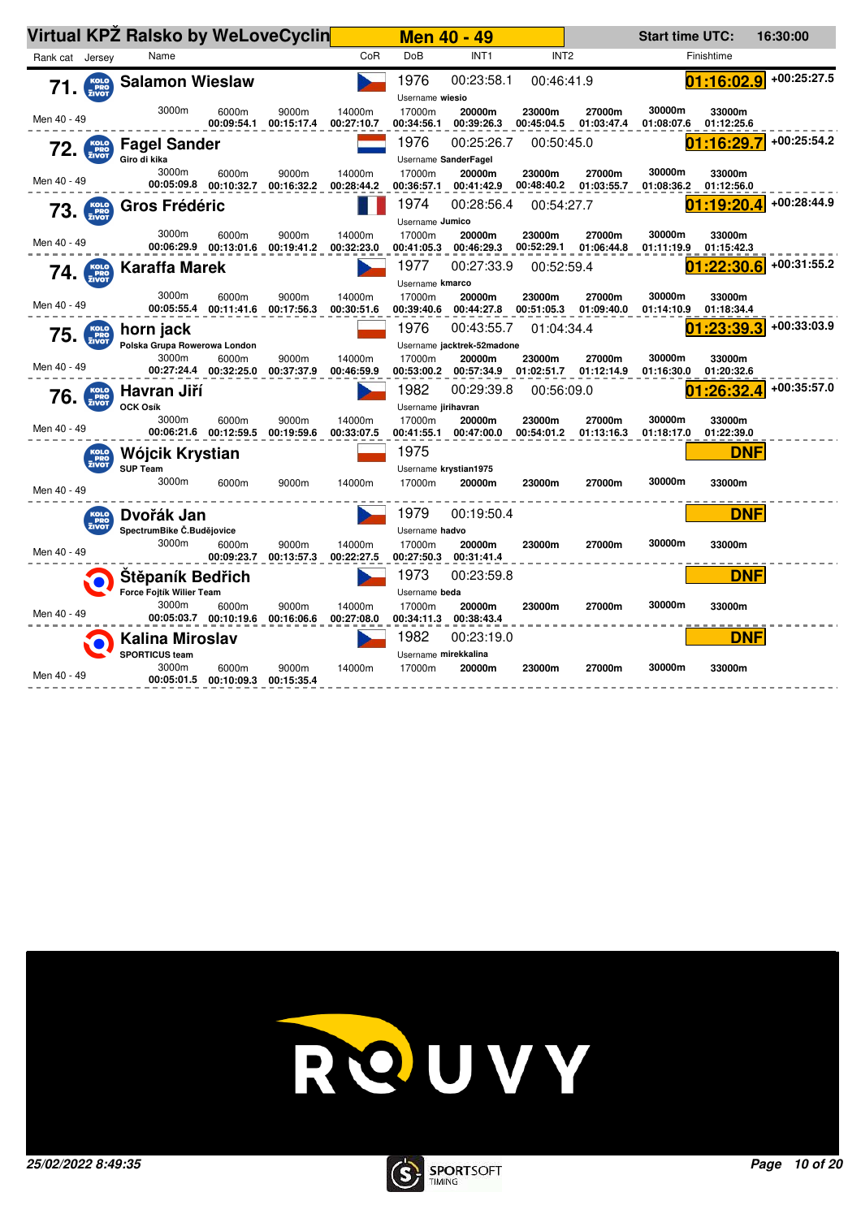# Virtual KPŽ Ralsko by WeLoveCyclin

**Men 40 - 49** | Start time UTC: 16:30:00

| Rank cat | Jersey | Name | CoR | DoB | INT1 | INT2 | Finishtime | |
|---|---|---|---|---|---|---|---|---|
| 71. | KOLO PRO ŽIVOT | Salamon Wieslaw | CZ | 1976 | 00:23:58.1 | 00:46:41.9 | 01:16:02.9 | +00:25:27.5 |
| 72. | KOLO PRO ŽIVOT | Fagel Sander (Giro di kika) | NL | 1976 | 00:25:26.7 | 00:50:45.0 | 01:16:29.7 | +00:25:54.2 |
| 73. | KOLO PRO ŽIVOT | Gros Frédéric | FR | 1974 | 00:28:56.4 | 00:54:27.7 | 01:19:20.4 | +00:28:44.9 |
| 74. | KOLO PRO ŽIVOT | Karaffa Marek | CZ | 1977 | 00:27:33.9 | 00:52:59.4 | 01:22:30.6 | +00:31:55.2 |
| 75. | KOLO PRO ŽIVOT | horn jack (Polska Grupa Rowerowa London) | PL | 1976 | 00:43:55.7 | 01:04:34.4 | 01:23:39.3 | +00:33:03.9 |
| 76. | KOLO PRO ŽIVOT | Havran Jiří (OCK Osík) | CZ | 1982 | 00:29:39.8 | 00:56:09.0 | 01:26:32.4 | +00:35:57.0 |
| | KOLO PRO ŽIVOT | Wójcik Krystian (SUP Team) | PL | 1975 | | | DNF | |
| | KOLO PRO ŽIVOT | Dvořák Jan (SpectrumBike Č.Budějovice) | CZ | 1979 | 00:19:50.4 | | DNF | |
| | | Štěpaník Bedřich (Force Fojtík Wilier Team) | CZ | 1973 | 00:23:59.8 | | DNF | |
| | | Kalina Miroslav (SPORTICUS team) | CZ | 1982 | 00:23:19.0 | | DNF | |

Split times (Rank cat Men 40 - 49):

| Name | Username | 3000m | 6000m | 9000m | 14000m | 17000m | 20000m | 23000m | 27000m | 30000m | 33000m |
|---|---|---|---|---|---|---|---|---|---|---|---|
| Salamon Wieslaw | wiesio | | 00:09:54.1 | 00:15:17.4 | 00:27:10.7 | 00:34:56.1 | 00:39:26.3 | 00:45:04.5 | 01:03:47.4 | 01:08:07.6 | 01:12:25.6 |
| Fagel Sander | SanderFagel | 00:05:09.8 | 00:10:32.7 | 00:16:32.2 | 00:28:44.2 | 00:36:57.1 | 00:41:42.9 | 00:48:40.2 | 01:03:55.7 | 01:08:36.2 | 01:12:56.0 |
| Gros Frédéric | Jumico | 00:06:29.9 | 00:13:01.6 | 00:19:41.2 | 00:32:23.0 | 00:41:05.3 | 00:46:29.3 | 00:52:29.1 | 01:06:44.8 | 01:11:19.9 | 01:15:42.3 |
| Karaffa Marek | kmarco | 00:05:55.4 | 00:11:41.6 | 00:17:56.3 | 00:30:51.6 | 00:39:40.6 | 00:44:27.8 | 00:51:05.3 | 01:09:40.0 | 01:14:10.9 | 01:18:34.4 |
| horn jack | jacktrek-52madone | 00:27:24.4 | 00:32:25.0 | 00:37:37.9 | 00:46:59.9 | 00:53:00.2 | 00:57:34.9 | 01:02:51.7 | 01:12:14.9 | 01:16:30.0 | 01:20:32.6 |
| Havran Jiří | jirihavran | 00:06:21.6 | 00:12:59.5 | 00:19:59.6 | 00:33:07.5 | 00:41:55.1 | 00:47:00.0 | 00:54:01.2 | 01:13:16.3 | 01:18:17.0 | 01:22:39.0 |
| Wójcik Krystian | krystian1975 | | | | | | | | | | |
| Dvořák Jan | hadvo | | 00:09:23.7 | 00:13:57.3 | 00:22:27.5 | 00:27:50.3 | 00:31:41.4 | | | | |
| Štěpaník Bedřich | beda | 00:05:03.7 | 00:10:19.6 | 00:16:06.6 | 00:27:08.0 | 00:34:11.3 | 00:38:43.4 | | | | |
| Kalina Miroslav | mirekkalina | 00:05:01.5 | 00:10:09.3 | 00:15:35.4 | | | | | | | |

ROUVY

25/02/2022 8:49:35

SPORTSOFT TIMING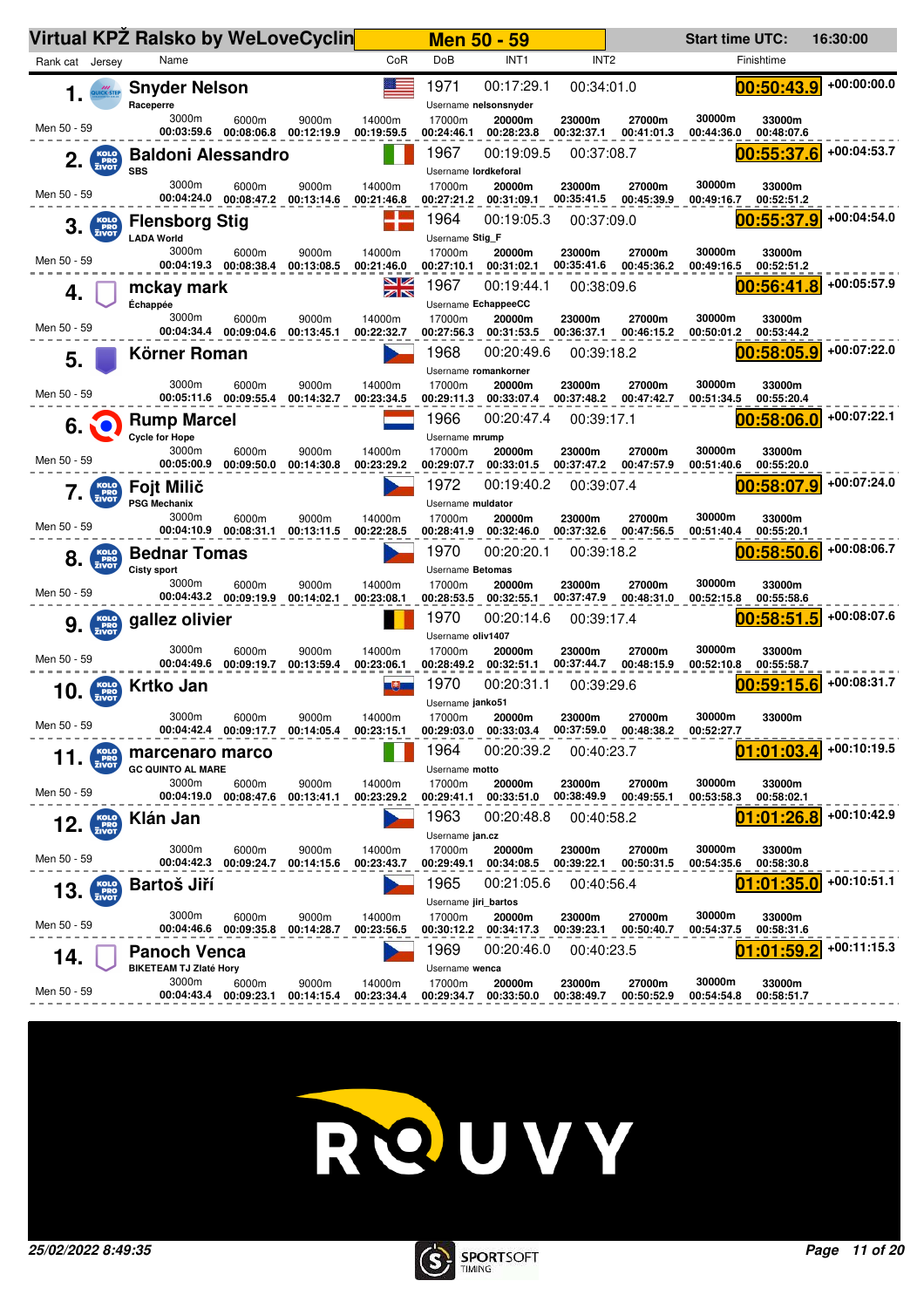# Virtual KPŽ Ralsko by WeLoveCyclin

## Men 50 - 59

Start time UTC: 16:30:00

| Rank | cat | Name | Team | CoR | DoB | Username | INT1 | INT2 | 3000m | 6000m | 9000m | 14000m | 17000m | 20000m | 23000m | 27000m | 30000m | 33000m | Finishtime | Gap |
|---|---|---|---|---|---|---|---|---|---|---|---|---|---|---|---|---|---|---|---|---|
| 1. | Men 50 - 59 | Snyder Nelson | Raceperre | USA | 1971 | nelsonsnyder | 00:17:29.1 | 00:34:01.0 | 00:03:59.6 | 00:08:06.8 | 00:12:19.9 | 00:19:59.5 | 00:24:46.1 | 00:28:23.8 | 00:32:37.1 | 00:41:01.3 | 00:44:36.0 | 00:48:07.6 | 00:50:43.9 | +00:00:00.0 |
| 2. | Men 50 - 59 | Baldoni Alessandro | SBS | ITA | 1967 | lordkeforal | 00:19:09.5 | 00:37:08.7 | 00:04:24.0 | 00:08:47.2 | 00:13:14.6 | 00:21:46.8 | 00:27:21.2 | 00:31:09.1 | 00:35:41.5 | 00:45:39.9 | 00:49:16.7 | 00:52:51.2 | 00:55:37.6 | +00:04:53.7 |
| 3. | Men 50 - 59 | Flensborg Stig | LADA World | DEN | 1964 | Stig_F | 00:19:05.3 | 00:37:09.0 | 00:04:19.3 | 00:08:38.4 | 00:13:08.5 | 00:21:46.0 | 00:27:10.1 | 00:31:02.1 | 00:35:41.6 | 00:45:36.2 | 00:49:16.5 | 00:52:51.2 | 00:55:37.9 | +00:04:54.0 |
| 4. | Men 50 - 59 | mckay mark | Échappée | GBR | 1967 | EchappeeCC | 00:19:44.1 | 00:38:09.6 | 00:04:34.4 | 00:09:04.6 | 00:13:45.1 | 00:22:32.7 | 00:27:56.3 | 00:31:53.5 | 00:36:37.1 | 00:46:15.2 | 00:50:01.2 | 00:53:44.2 | 00:56:41.8 | +00:05:57.9 |
| 5. | Men 50 - 59 | Körner Roman | | CZE | 1968 | romankorner | 00:20:49.6 | 00:39:18.2 | 00:05:11.6 | 00:09:55.4 | 00:14:32.7 | 00:23:34.5 | 00:29:11.3 | 00:33:07.4 | 00:37:48.2 | 00:47:42.7 | 00:51:34.5 | 00:55:20.4 | 00:58:05.9 | +00:07:22.0 |
| 6. | Men 50 - 59 | Rump Marcel | Cycle for Hope | NED | 1966 | mrump | 00:20:47.4 | 00:39:17.1 | 00:05:00.9 | 00:09:50.0 | 00:14:30.8 | 00:23:29.2 | 00:29:07.7 | 00:33:01.5 | 00:37:47.2 | 00:47:57.9 | 00:51:40.6 | 00:55:20.0 | 00:58:06.0 | +00:07:22.1 |
| 7. | Men 50 - 59 | Fojt Milič | PSG Mechanix | CZE | 1972 | muldator | 00:19:40.2 | 00:39:07.4 | 00:04:10.9 | 00:08:31.1 | 00:13:11.5 | 00:22:28.5 | 00:28:41.9 | 00:32:46.0 | 00:37:32.6 | 00:47:56.5 | 00:51:40.4 | 00:55:20.1 | 00:58:07.9 | +00:07:24.0 |
| 8. | Men 50 - 59 | Bednar Tomas | Cisty sport | CZE | 1970 | Betomas | 00:20:20.1 | 00:39:18.2 | 00:04:43.2 | 00:09:19.9 | 00:14:02.1 | 00:23:08.1 | 00:28:53.5 | 00:32:55.1 | 00:37:47.9 | 00:48:31.0 | 00:52:15.8 | 00:55:58.6 | 00:58:50.6 | +00:08:06.7 |
| 9. | Men 50 - 59 | gallez olivier | | BEL | 1970 | oliv1407 | 00:20:14.6 | 00:39:17.4 | 00:04:49.6 | 00:09:19.7 | 00:13:59.4 | 00:23:06.1 | 00:28:49.2 | 00:32:51.1 | 00:37:44.7 | 00:48:15.9 | 00:52:10.8 | 00:55:58.7 | 00:58:51.5 | +00:08:07.6 |
| 10. | Men 50 - 59 | Krtko Jan | | SVK | 1970 | janko51 | 00:20:31.1 | 00:39:29.6 | 00:04:42.4 | 00:09:17.7 | 00:14:05.4 | 00:23:15.1 | 00:29:03.0 | 00:33:03.4 | 00:37:59.0 | 00:48:38.2 | 00:52:27.7 | | 00:59:15.6 | +00:08:31.7 |
| 11. | Men 50 - 59 | marcenaro marco | GC QUINTO AL MARE | ITA | 1964 | motto | 00:20:39.2 | 00:40:23.7 | 00:04:19.0 | 00:08:47.6 | 00:13:41.1 | 00:23:29.2 | 00:29:41.1 | 00:33:51.0 | 00:38:49.9 | 00:49:55.1 | 00:53:58.3 | 00:58:02.1 | 01:01:03.4 | +00:10:19.5 |
| 12. | Men 50 - 59 | Klán Jan | | CZE | 1963 | jan.cz | 00:20:48.8 | 00:40:58.2 | 00:04:42.3 | 00:09:24.7 | 00:14:15.6 | 00:23:43.7 | 00:29:49.1 | 00:34:08.5 | 00:39:22.1 | 00:50:31.5 | 00:54:35.6 | 00:58:30.8 | 01:01:26.8 | +00:10:42.9 |
| 13. | Men 50 - 59 | Bartoš Jiří | | CZE | 1965 | jiri_bartos | 00:21:05.6 | 00:40:56.4 | 00:04:46.6 | 00:09:35.8 | 00:14:28.7 | 00:23:56.5 | 00:30:12.2 | 00:34:17.3 | 00:39:23.1 | 00:50:40.7 | 00:54:37.5 | 00:58:31.6 | 01:01:35.0 | +00:10:51.1 |
| 14. | Men 50 - 59 | Panoch Venca | BIKETEAM TJ Zlaté Hory | CZE | 1969 | wenca | 00:20:46.0 | 00:40:23.5 | 00:04:43.4 | 00:09:23.1 | 00:14:15.4 | 00:23:34.4 | 00:29:34.7 | 00:33:50.0 | 00:38:49.7 | 00:50:52.9 | 00:54:54.8 | 00:58:51.7 | 01:01:59.2 | +00:11:15.3 |

ROUVY

25/02/2022 8:49:35

SPORTSOFT TIMING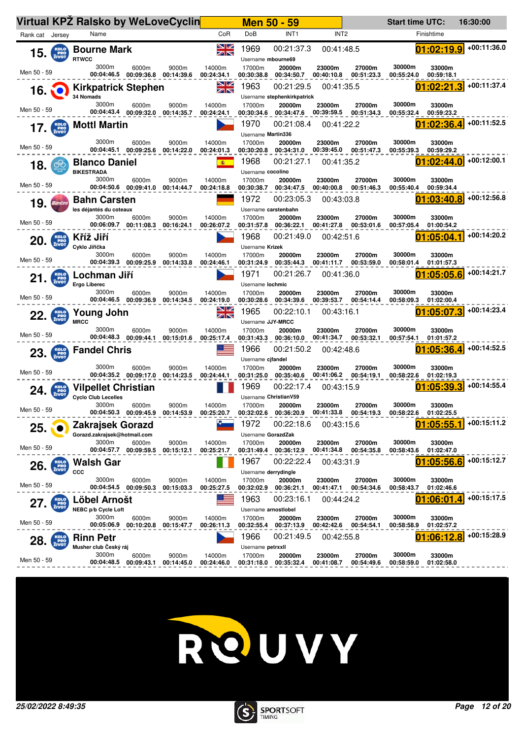# Virtual KPŽ Ralsko by WeLoveCyclin

## Men 50 - 59

Start time UTC: 16:30:00

| Rank | cat | Name | Club | CoR | DoB | Username | INT1 | INT2 | Finishtime | Gap | 3000m | 6000m | 9000m | 14000m | 17000m | 20000m | 23000m | 27000m | 30000m | 33000m |
|---|---|---|---|---|---|---|---|---|---|---|---|---|---|---|---|---|---|---|---|---|
| 15. | Men 50 - 59 | Bourne Mark | RTWCC | GBR | 1969 | mbourne69 | 00:21:37.3 | 00:41:48.5 | 01:02:19.9 | +00:11:36.0 | 00:04:46.5 | 00:09:36.8 | 00:14:39.6 | 00:24:34.1 | 00:30:38.8 | 00:34:50.7 | 00:40:10.8 | 00:51:23.3 | 00:55:24.0 | 00:59:18.1 |
| 16. | Men 50 - 59 | Kirkpatrick Stephen | 34 Nomads | GBR | 1963 | stephenkirkpatrick | 00:21:29.5 | 00:41:35.5 | 01:02:21.3 | +00:11:37.4 | 00:04:43.4 | 00:09:32.0 | 00:14:35.7 | 00:24:24.1 | 00:30:34.6 | 00:34:47.6 | 00:39:59.5 | 00:51:34.3 | 00:55:32.4 | 00:59:23.2 |
| 17. | Men 50 - 59 | Mottl Martin | | CZE | 1970 | Martin336 | 00:21:08.4 | 00:41:22.2 | 01:02:36.4 | +00:11:52.5 | 00:04:45.1 | 00:09:25.6 | 00:14:22.0 | 00:24:01.3 | 00:30:20.8 | 00:34:31.0 | 00:39:45.0 | 00:51:47.3 | 00:55:39.3 | 00:59:29.2 |
| 18. | Men 50 - 59 | Blanco Daniel | BIKESTRADA | ESP | 1968 | cocolino | 00:21:27.1 | 00:41:35.2 | 01:02:44.0 | +00:12:00.1 | 00:04:50.6 | 00:09:41.0 | 00:14:44.7 | 00:24:18.8 | 00:30:38.7 | 00:34:47.5 | 00:40:00.8 | 00:51:46.3 | 00:55:40.4 | 00:59:34.4 |
| 19. | Men 50 - 59 | Bahn Carsten | les déjantés du coteaux | GER | 1972 | carstenbahn | 00:23:05.3 | 00:43:03.8 | 01:03:40.8 | +00:12:56.8 | 00:06:09.7 | 00:11:08.3 | 00:16:24.1 | 00:26:07.2 | 00:31:57.8 | 00:36:22.1 | 00:41:27.8 | 00:53:01.6 | 00:57:05.4 | 01:00:54.2 |
| 20. | Men 50 - 59 | Kříž Jiří | Cyklo Jiřička | CZE | 1968 | Krizek | 00:21:49.0 | 00:42:51.6 | 01:05:04.1 | +00:14:20.2 | 00:04:39.3 | 00:09:25.9 | 00:14:33.8 | 00:24:46.1 | 00:31:24.9 | 00:35:44.3 | 00:41:11.7 | 00:53:59.0 | 00:58:01.4 | 01:01:57.3 |
| 21. | Men 50 - 59 | Lochman Jiří | Ergo Liberec | CZE | 1971 | lochmic | 00:21:26.7 | 00:41:36.0 | 01:05:05.6 | +00:14:21.7 | 00:04:46.5 | 00:09:36.9 | 00:14:34.5 | 00:24:19.0 | 00:30:28.6 | 00:34:39.6 | 00:39:53.7 | 00:54:14.4 | 00:58:09.3 | 01:02:00.4 |
| 22. | Men 50 - 59 | Young John | MRCC | GBR | 1965 | JJY-MRCC | 00:22:10.1 | 00:43:16.1 | 01:05:07.3 | +00:14:23.4 | 00:04:48.3 | 00:09:44.1 | 00:15:01.6 | 00:25:17.4 | 00:31:43.3 | 00:36:10.0 | 00:41:34.7 | 00:53:32.1 | 00:57:54.1 | 01:01:57.2 |
| 23. | Men 50 - 59 | Fandel Chris | | USA | 1966 | cjfandel | 00:21:50.2 | 00:42:48.6 | 01:05:36.4 | +00:14:52.5 | 00:04:35.2 | 00:09:17.0 | 00:14:23.5 | 00:24:44.1 | 00:31:25.0 | 00:35:40.6 | 00:41:06.2 | 00:54:19.1 | 00:58:22.6 | 01:02:19.3 |
| 24. | Men 50 - 59 | Vilpellet Christian | Cyclo Club Lecelles | FRA | 1969 | ChristianV59 | 00:22:17.4 | 00:43:15.9 | 01:05:39.3 | +00:14:55.4 | 00:04:50.3 | 00:09:45.9 | 00:14:53.9 | 00:25:20.7 | 00:32:02.6 | 00:36:20.9 | 00:41:33.8 | 00:54:19.3 | 00:58:22.6 | 01:02:25.5 |
| 25. | Men 50 - 59 | Zakrajsek Gorazd | Gorazd.zakrajsek@hotmail.com | SLO | 1972 | GorazdZak | 00:22:18.6 | 00:43:15.6 | 01:05:55.1 | +00:15:11.2 | 00:04:57.7 | 00:09:59.5 | 00:15:12.1 | 00:25:21.7 | 00:31:49.4 | 00:36:12.9 | 00:41:34.8 | 00:54:35.8 | 00:58:43.6 | 01:02:47.0 |
| 26. | Men 50 - 59 | Walsh Gar | CCC | IRL | 1967 | derrydingle | 00:22:22.4 | 00:43:31.9 | 01:05:56.6 | +00:15:12.7 | 00:04:54.5 | 00:09:50.3 | 00:15:03.3 | 00:25:27.5 | 00:32:02.9 | 00:36:21.1 | 00:41:47.1 | 00:54:34.6 | 00:58:43.7 | 01:02:46.6 |
| 27. | Men 50 - 59 | Löbel Arnošt | NEBC p/b Cycle Loft | USA | 1963 | arnostlobel | 00:23:16.1 | 00:44:24.2 | 01:06:01.4 | +00:15:17.5 | 00:05:06.9 | 00:10:20.8 | 00:15:47.7 | 00:26:11.3 | 00:32:55.4 | 00:37:13.9 | 00:42:42.6 | 00:54:54.1 | 00:58:58.9 | 01:02:57.2 |
| 28. | Men 50 - 59 | Rinn Petr | Musher club Český ráj | CZE | 1966 | petrxxll | 00:21:49.5 | 00:42:55.8 | 01:06:12.8 | +00:15:28.9 | 00:04:48.5 | 00:09:43.1 | 00:14:45.0 | 00:24:46.0 | 00:31:18.0 | 00:35:32.4 | 00:41:08.7 | 00:54:49.6 | 00:58:59.0 | 01:02:58.0 |

ROUVY

25/02/2022 8:49:35

SPORTSOFT TIMING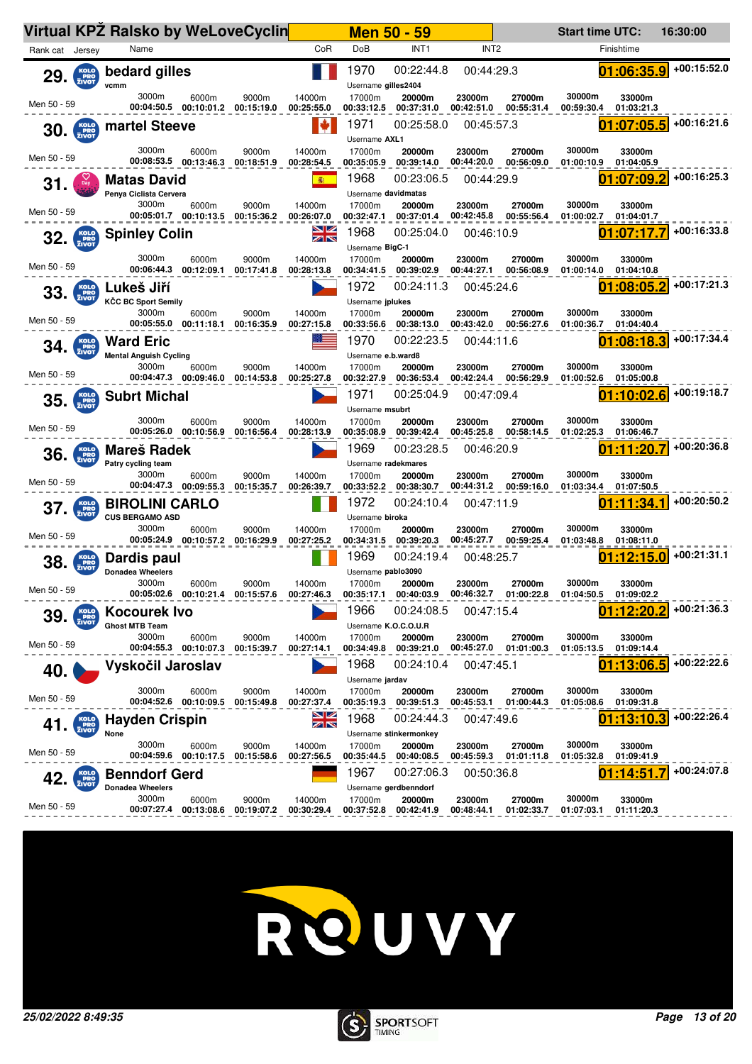# Virtual KPŽ Ralsko by WeLoveCyclin — Men 50 - 59

Start time UTC: 16:30:00

| Rank | cat | Name | Team | Username | DoB | INT1 | INT2 | Finishtime | Gap |
|---|---|---|---|---|---|---|---|---|---|
| 29. | Men 50 - 59 | bedard gilles | vcmm | gilles2404 | 1970 | 00:22:44.8 | 00:44:29.3 | 01:06:35.9 | +00:15:52.0 |
| 30. | Men 50 - 59 | martel Steeve | | AXL1 | 1971 | 00:25:58.0 | 00:45:57.3 | 01:07:05.5 | +00:16:21.6 |
| 31. | Men 50 - 59 | Matas David | Penya Ciclista Cervera | davidmatas | 1968 | 00:23:06.5 | 00:44:29.9 | 01:07:09.2 | +00:16:25.3 |
| 32. | Men 50 - 59 | Spinley Colin | | BigC-1 | 1968 | 00:25:04.0 | 00:46:10.9 | 01:07:17.7 | +00:16:33.8 |
| 33. | Men 50 - 59 | Lukeš Jiří | KČC BC Sport Semily | jplukes | 1972 | 00:24:11.3 | 00:45:24.6 | 01:08:05.2 | +00:17:21.3 |
| 34. | Men 50 - 59 | Ward Eric | Mental Anguish Cycling | e.b.ward8 | 1970 | 00:22:23.5 | 00:44:11.6 | 01:08:18.3 | +00:17:34.4 |
| 35. | Men 50 - 59 | Subrt Michal | | msubrt | 1971 | 00:25:04.9 | 00:47:09.4 | 01:10:02.6 | +00:19:18.7 |
| 36. | Men 50 - 59 | Mareš Radek | Patry cycling team | radekmares | 1969 | 00:23:28.5 | 00:46:20.9 | 01:11:20.7 | +00:20:36.8 |
| 37. | Men 50 - 59 | BIROLINI CARLO | CUS BERGAMO ASD | biroka | 1972 | 00:24:10.4 | 00:47:11.9 | 01:11:34.1 | +00:20:50.2 |
| 38. | Men 50 - 59 | Dardis paul | Donadea Wheelers | pablo3090 | 1969 | 00:24:19.4 | 00:48:25.7 | 01:12:15.0 | +00:21:31.1 |
| 39. | Men 50 - 59 | Kocourek Ivo | Ghost MTB Team | K.O.C.O.U.R | 1966 | 00:24:08.5 | 00:47:15.4 | 01:12:20.2 | +00:21:36.3 |
| 40. | Men 50 - 59 | Vyskočil Jaroslav | | jardav | 1968 | 00:24:10.4 | 00:47:45.1 | 01:13:06.5 | +00:22:22.6 |
| 41. | Men 50 - 59 | Hayden Crispin | None | stinkermonkey | 1968 | 00:24:44.3 | 00:47:49.6 | 01:13:10.3 | +00:22:26.4 |
| 42. | Men 50 - 59 | Benndorf Gerd | Donadea Wheelers | gerdbenndorf | 1967 | 00:27:06.3 | 00:50:36.8 | 01:14:51.7 | +00:24:07.8 |

## Split times

| Rank | Name | 3000m | 6000m | 9000m | 14000m | 17000m | 20000m | 23000m | 27000m | 30000m | 33000m |
|---|---|---|---|---|---|---|---|---|---|---|---|
| 29. | bedard gilles | 00:04:50.5 | 00:10:01.2 | 00:15:19.0 | 00:25:55.0 | 00:33:12.5 | 00:37:31.0 | 00:42:51.0 | 00:55:31.4 | 00:59:30.4 | 01:03:21.3 |
| 30. | martel Steeve | 00:08:53.5 | 00:13:46.3 | 00:18:51.9 | 00:28:54.5 | 00:35:05.9 | 00:39:14.0 | 00:44:20.0 | 00:56:09.0 | 01:00:10.9 | 01:04:05.9 |
| 31. | Matas David | 00:05:01.7 | 00:10:13.5 | 00:15:36.2 | 00:26:07.0 | 00:32:47.1 | 00:37:01.4 | 00:42:45.8 | 00:55:56.4 | 01:00:02.7 | 01:04:01.7 |
| 32. | Spinley Colin | 00:06:44.3 | 00:12:09.1 | 00:17:41.8 | 00:28:13.8 | 00:34:41.5 | 00:39:02.9 | 00:44:27.1 | 00:56:08.9 | 01:00:14.0 | 01:04:10.8 |
| 33. | Lukeš Jiří | 00:05:55.0 | 00:11:18.1 | 00:16:35.9 | 00:27:15.8 | 00:33:56.6 | 00:38:13.0 | 00:43:42.0 | 00:56:27.6 | 01:00:36.7 | 01:04:40.4 |
| 34. | Ward Eric | 00:04:47.3 | 00:09:46.0 | 00:14:53.8 | 00:25:27.8 | 00:32:27.9 | 00:36:53.4 | 00:42:24.4 | 00:56:29.9 | 01:00:52.6 | 01:05:00.8 |
| 35. | Subrt Michal | 00:05:26.0 | 00:10:56.9 | 00:16:56.4 | 00:28:13.9 | 00:35:08.9 | 00:39:42.4 | 00:45:25.8 | 00:58:14.5 | 01:02:25.3 | 01:06:46.7 |
| 36. | Mareš Radek | 00:04:47.3 | 00:09:55.3 | 00:15:35.7 | 00:26:39.7 | 00:33:52.2 | 00:38:30.7 | 00:44:31.2 | 00:59:16.0 | 01:03:34.4 | 01:07:50.5 |
| 37. | BIROLINI CARLO | 00:05:24.9 | 00:10:57.2 | 00:16:29.9 | 00:27:25.2 | 00:34:31.5 | 00:39:20.3 | 00:45:27.7 | 00:59:25.4 | 01:03:48.8 | 01:08:11.0 |
| 38. | Dardis paul | 00:05:02.6 | 00:10:21.4 | 00:15:57.6 | 00:27:46.3 | 00:35:17.1 | 00:40:03.9 | 00:46:32.7 | 01:00:22.8 | 01:04:50.5 | 01:09:02.2 |
| 39. | Kocourek Ivo | 00:04:55.3 | 00:10:07.3 | 00:15:39.7 | 00:27:14.1 | 00:34:49.8 | 00:39:21.0 | 00:45:27.0 | 01:01:00.3 | 01:05:13.5 | 01:09:14.4 |
| 40. | Vyskočil Jaroslav | 00:04:52.6 | 00:10:09.5 | 00:15:49.8 | 00:27:37.4 | 00:35:19.3 | 00:39:51.3 | 00:45:53.1 | 01:00:44.3 | 01:05:08.6 | 01:09:31.8 |
| 41. | Hayden Crispin | 00:04:59.6 | 00:10:17.5 | 00:15:58.6 | 00:27:56.5 | 00:35:44.5 | 00:40:08.5 | 00:45:59.3 | 01:01:11.8 | 01:05:32.8 | 01:09:41.9 |
| 42. | Benndorf Gerd | 00:07:27.4 | 00:13:08.6 | 00:19:07.2 | 00:30:29.4 | 00:37:52.8 | 00:42:41.9 | 00:48:44.1 | 01:02:33.7 | 01:07:03.1 | 01:11:20.3 |

ROUVY

25/02/2022 8:49:35

SPORTSOFT TIMING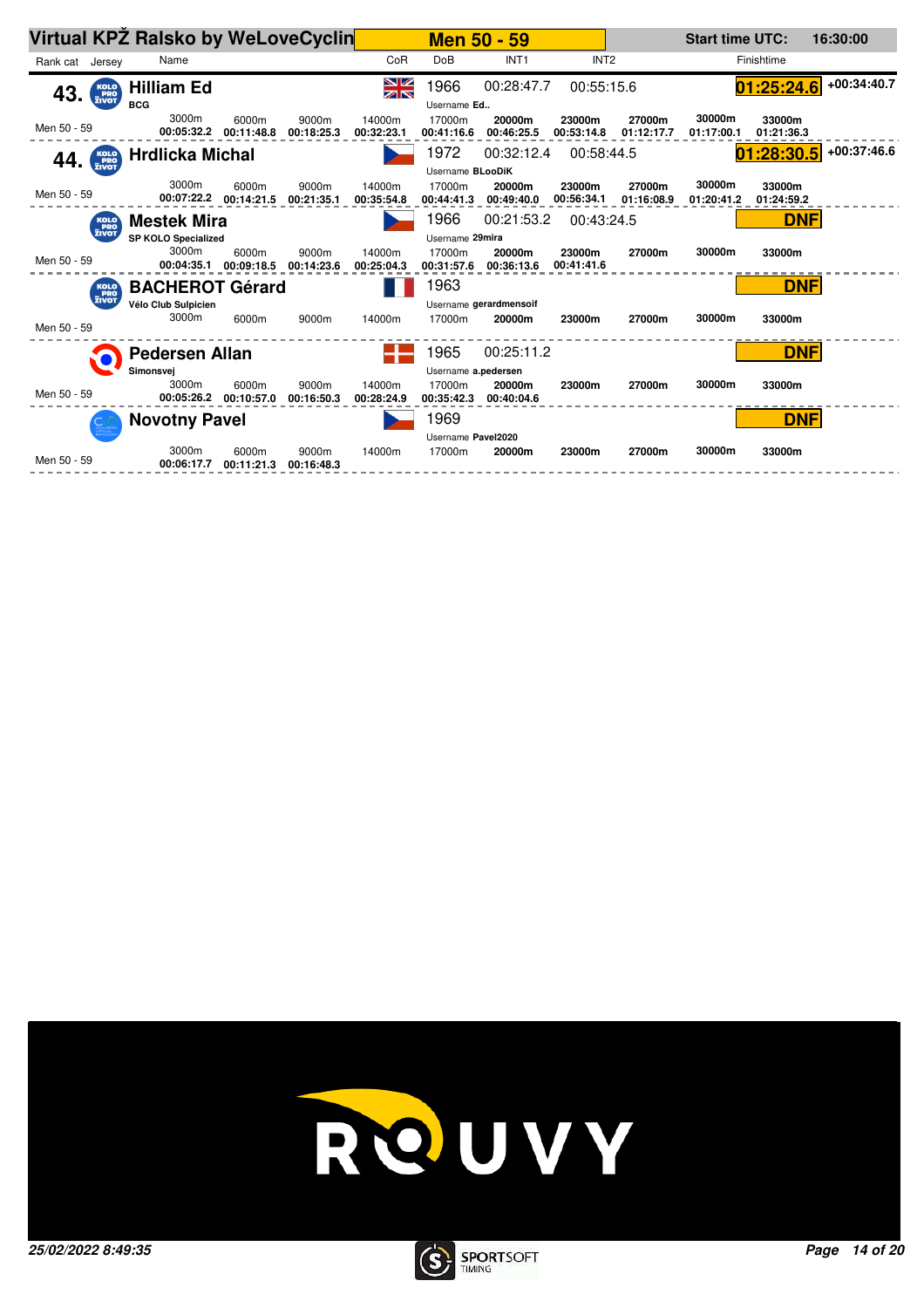# Virtual KPŽ Ralsko by WeLoveCyclin

## Men 50 - 59

Start time UTC: 16:30:00

| Rank cat | Jersey | Name | CoR | DoB | INT1 | INT2 | Finishtime | |
|---|---|---|---|---|---|---|---|---|
| 43. | KOLO PRO ŽIVOT | **Hilliam Ed** BCG | GBR | 1966 Username Ed.. | 00:28:47.7 | 00:55:15.6 | 01:25:24.6 | +00:34:40.7 |
| 44. | KOLO PRO ŽIVOT | **Hrdlicka Michal** | CZE | 1972 Username BLooDiK | 00:32:12.4 | 00:58:44.5 | 01:28:30.5 | +00:37:46.6 |
| | KOLO PRO ŽIVOT | **Mestek Mira** SP KOLO Specialized | CZE | 1966 Username 29mira | 00:21:53.2 | 00:43:24.5 | DNF | |
| | KOLO PRO ŽIVOT | **BACHEROT Gérard** Vélo Club Sulpicien | FRA | 1963 Username gerardmensoif | | | DNF | |
| | | **Pedersen Allan** Simonsvej | DEN | 1965 Username a.pedersen | 00:25:11.2 | | DNF | |
| | | **Novotny Pavel** | CZE | 1969 Username Pavel2020 | | | DNF | |

Split times (Men 50 - 59):

| Name | 3000m | 6000m | 9000m | 14000m | 17000m | 20000m | 23000m | 27000m | 30000m | 33000m |
|---|---|---|---|---|---|---|---|---|---|---|
| Hilliam Ed | 00:05:32.2 | 00:11:48.8 | 00:18:25.3 | 00:32:23.1 | 00:41:16.6 | 00:46:25.5 | 00:53:14.8 | 01:12:17.7 | 01:17:00.1 | 01:21:36.3 |
| Hrdlicka Michal | 00:07:22.2 | 00:14:21.5 | 00:21:35.1 | 00:35:54.8 | 00:44:41.3 | 00:49:40.0 | 00:56:34.1 | 01:16:08.9 | 01:20:41.2 | 01:24:59.2 |
| Mestek Mira | 00:04:35.1 | 00:09:18.5 | 00:14:23.6 | 00:25:04.3 | 00:31:57.6 | 00:36:13.6 | 00:41:41.6 | | | |
| BACHEROT Gérard | | | | | | | | | | |
| Pedersen Allan | 00:05:26.2 | 00:10:57.0 | 00:16:50.3 | 00:28:24.9 | 00:35:42.3 | 00:40:04.6 | | | | |
| Novotny Pavel | 00:06:17.7 | 00:11:21.3 | 00:16:48.3 | | | | | | | |

ROUVY

*25/02/2022 8:49:35*

SPORTSOFT TIMING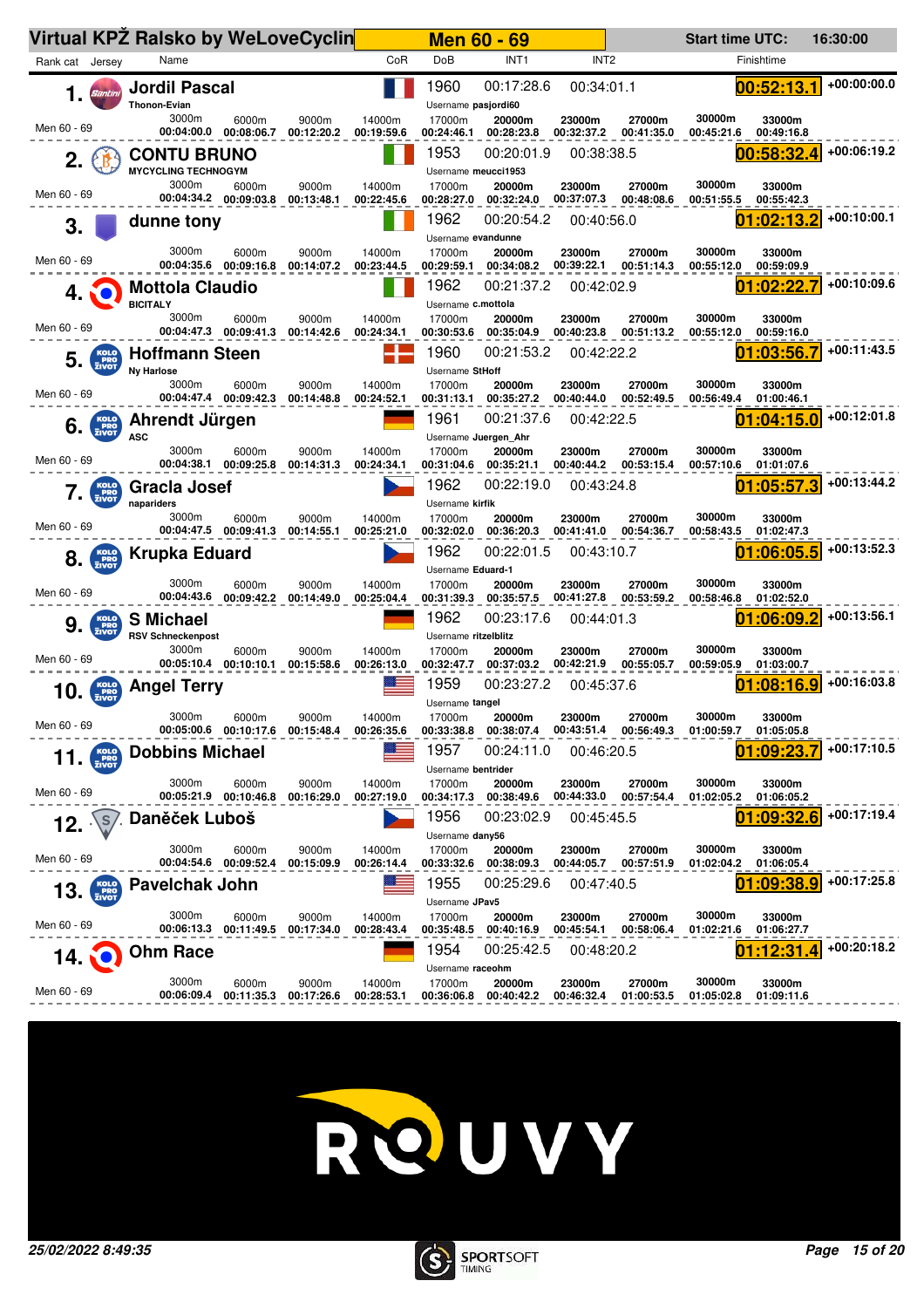# Virtual KPŽ Ralsko by WeLoveCycling

**Men 60 - 69**

Start time UTC: 16:30:00

| Rank | cat | Name | Club | CoR | DoB | Username | INT1 | INT2 | Finishtime | Gap |
|---|---|---|---|---|---|---|---|---|---|---|
| 1. | Men 60 - 69 | Jordil Pascal | Thonon-Evian | FRA | 1960 | pasjordi60 | 00:17:28.6 | 00:34:01.1 | 00:52:13.1 | +00:00:00.0 |
| 2. | Men 60 - 69 | CONTU BRUNO | MYCYCLING TECHNOGYM | ITA | 1953 | meucci1953 | 00:20:01.9 | 00:38:38.5 | 00:58:32.4 | +00:06:19.2 |
| 3. | Men 60 - 69 | dunne tony | | IRL | 1962 | evandunne | 00:20:54.2 | 00:40:56.0 | 01:02:13.2 | +00:10:00.1 |
| 4. | Men 60 - 69 | Mottola Claudio | BICITALY | ITA | 1962 | c.mottola | 00:21:37.2 | 00:42:02.9 | 01:02:22.7 | +00:10:09.6 |
| 5. | Men 60 - 69 | Hoffmann Steen | Ny Harlose | DEN | 1960 | StHoff | 00:21:53.2 | 00:42:22.2 | 01:03:56.7 | +00:11:43.5 |
| 6. | Men 60 - 69 | Ahrendt Jürgen | ASC | GER | 1961 | Juergen_Ahr | 00:21:37.6 | 00:42:22.5 | 01:04:15.0 | +00:12:01.8 |
| 7. | Men 60 - 69 | Gracla Josef | napariders | CZE | 1962 | kirfik | 00:22:19.0 | 00:43:24.8 | 01:05:57.3 | +00:13:44.2 |
| 8. | Men 60 - 69 | Krupka Eduard | | CZE | 1962 | Eduard-1 | 00:22:01.5 | 00:43:10.7 | 01:06:05.5 | +00:13:52.3 |
| 9. | Men 60 - 69 | S Michael | RSV Schneckenpost | GER | 1962 | ritzelblitz | 00:23:17.6 | 00:44:01.3 | 01:06:09.2 | +00:13:56.1 |
| 10. | Men 60 - 69 | Angel Terry | | USA | 1959 | tangel | 00:23:27.2 | 00:45:37.6 | 01:08:16.9 | +00:16:03.8 |
| 11. | Men 60 - 69 | Dobbins Michael | | USA | 1957 | bentrider | 00:24:11.0 | 00:46:20.5 | 01:09:23.7 | +00:17:10.5 |
| 12. | Men 60 - 69 | Daněček Luboš | | CZE | 1956 | dany56 | 00:23:02.9 | 00:45:45.5 | 01:09:32.6 | +00:17:19.4 |
| 13. | Men 60 - 69 | Pavelchak John | | USA | 1955 | JPav5 | 00:25:29.6 | 00:47:40.5 | 01:09:38.9 | +00:17:25.8 |
| 14. | Men 60 - 69 | Ohm Race | | GER | 1954 | raceohm | 00:25:42.5 | 00:48:20.2 | 01:12:31.4 | +00:20:18.2 |

## Split times

| Rank | Name | 3000m | 6000m | 9000m | 14000m | 17000m | 20000m | 23000m | 27000m | 30000m | 33000m |
|---|---|---|---|---|---|---|---|---|---|---|---|
| 1. | Jordil Pascal | 00:04:00.0 | 00:08:06.7 | 00:12:20.2 | 00:19:59.6 | 00:24:46.1 | 00:28:23.8 | 00:32:37.2 | 00:41:35.0 | 00:45:21.6 | 00:49:16.8 |
| 2. | CONTU BRUNO | 00:04:34.2 | 00:09:03.8 | 00:13:48.1 | 00:22:45.6 | 00:28:27.0 | 00:32:24.0 | 00:37:07.3 | 00:48:08.6 | 00:51:55.5 | 00:55:42.3 |
| 3. | dunne tony | 00:04:35.6 | 00:09:16.8 | 00:14:07.2 | 00:23:44.5 | 00:29:59.1 | 00:34:08.2 | 00:39:22.1 | 00:51:14.3 | 00:55:12.0 | 00:59:09.9 |
| 4. | Mottola Claudio | 00:04:47.3 | 00:09:41.3 | 00:14:42.6 | 00:24:34.1 | 00:30:53.6 | 00:35:04.9 | 00:40:23.8 | 00:51:13.2 | 00:55:12.0 | 00:59:16.0 |
| 5. | Hoffmann Steen | 00:04:47.4 | 00:09:42.3 | 00:14:48.8 | 00:24:52.1 | 00:31:13.1 | 00:35:27.2 | 00:40:44.0 | 00:52:49.5 | 00:56:49.4 | 01:00:46.1 |
| 6. | Ahrendt Jürgen | 00:04:38.1 | 00:09:25.8 | 00:14:31.3 | 00:24:34.1 | 00:31:04.6 | 00:35:21.1 | 00:40:44.2 | 00:53:15.4 | 00:57:10.6 | 01:01:07.6 |
| 7. | Gracla Josef | 00:04:47.5 | 00:09:41.3 | 00:14:55.1 | 00:25:21.0 | 00:32:02.0 | 00:36:20.3 | 00:41:41.0 | 00:54:36.7 | 00:58:43.5 | 01:02:47.3 |
| 8. | Krupka Eduard | 00:04:43.6 | 00:09:42.2 | 00:14:49.0 | 00:25:04.4 | 00:31:39.3 | 00:35:57.5 | 00:41:27.8 | 00:53:59.2 | 00:58:46.8 | 01:02:52.0 |
| 9. | S Michael | 00:05:10.4 | 00:10:10.1 | 00:15:58.6 | 00:26:13.0 | 00:32:47.7 | 00:37:03.2 | 00:42:21.9 | 00:55:05.7 | 00:59:05.9 | 01:03:00.7 |
| 10. | Angel Terry | 00:05:00.6 | 00:10:17.6 | 00:15:48.4 | 00:26:35.6 | 00:33:38.8 | 00:38:07.4 | 00:43:51.4 | 00:56:49.3 | 01:00:59.7 | 01:05:05.8 |
| 11. | Dobbins Michael | 00:05:21.9 | 00:10:46.8 | 00:16:29.0 | 00:27:19.0 | 00:34:17.3 | 00:38:49.6 | 00:44:33.0 | 00:57:54.4 | 01:02:05.2 | 01:06:05.2 |
| 12. | Daněček Luboš | 00:04:54.6 | 00:09:52.4 | 00:15:09.9 | 00:26:14.4 | 00:33:32.6 | 00:38:09.3 | 00:44:05.7 | 00:57:51.9 | 01:02:04.2 | 01:06:05.4 |
| 13. | Pavelchak John | 00:06:13.3 | 00:11:49.5 | 00:17:34.0 | 00:28:43.4 | 00:35:48.5 | 00:40:16.9 | 00:45:54.1 | 00:58:06.4 | 01:02:21.6 | 01:06:27.7 |
| 14. | Ohm Race | 00:06:09.4 | 00:11:35.3 | 00:17:26.6 | 00:28:53.1 | 00:36:06.8 | 00:40:42.2 | 00:46:32.4 | 01:00:53.5 | 01:05:02.8 | 01:09:11.6 |

ROUVY

25/02/2022 8:49:35

SPORTSOFT TIMING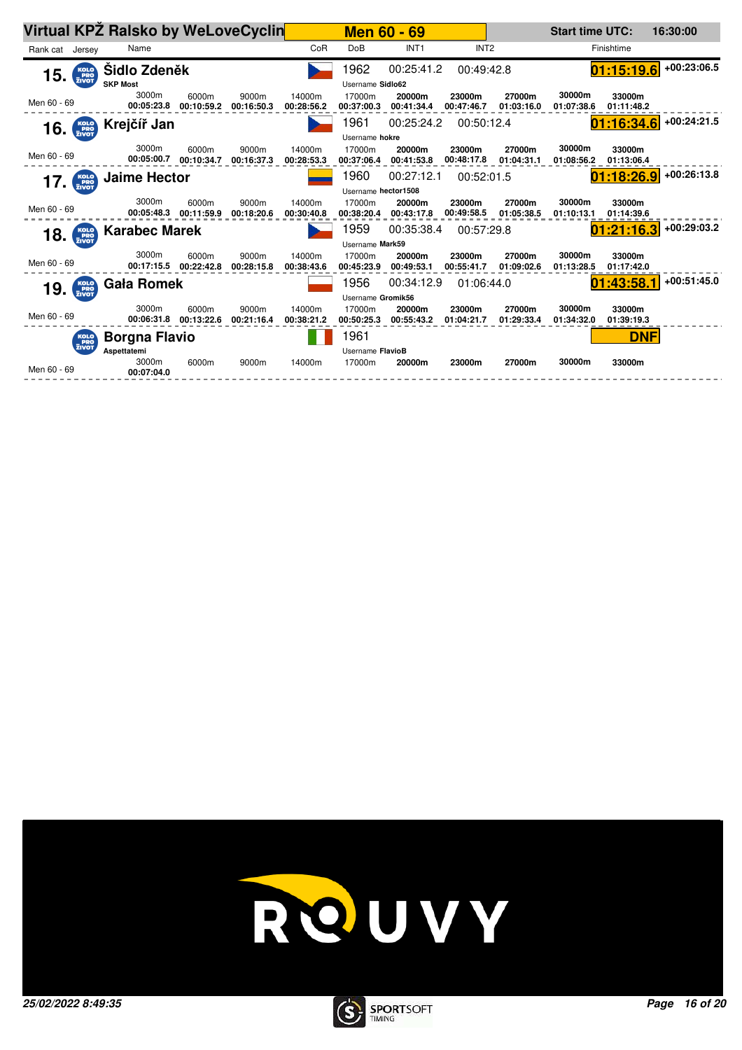# Virtual KPŽ Ralsko by WeLoveCyclin

## Men 60 - 69

Start time UTC: 16:30:00

| Rank cat | Jersey | Name | CoR | DoB | INT1 | INT2 | Finishtime | |
|---|---|---|---|---|---|---|---|---|
| 15. | KOLO PRO ŽIVOT | Šidlo Zdeněk (SKP Most) | CZE | 1962 | 00:25:41.2 | 00:49:42.8 | 01:15:19.6 | +00:23:06.5 |
| 16. | KOLO PRO ŽIVOT | Krejčíř Jan | CZE | 1961 | 00:25:24.2 | 00:50:12.4 | 01:16:34.6 | +00:24:21.5 |
| 17. | KOLO PRO ŽIVOT | Jaime Hector | COL | 1960 | 00:27:12.1 | 00:52:01.5 | 01:18:26.9 | +00:26:13.8 |
| 18. | KOLO PRO ŽIVOT | Karabec Marek | CZE | 1959 | 00:35:38.4 | 00:57:29.8 | 01:21:16.3 | +00:29:03.2 |
| 19. | KOLO PRO ŽIVOT | Gała Romek | POL | 1956 | 00:34:12.9 | 01:06:44.0 | 01:43:58.1 | +00:51:45.0 |
| | KOLO PRO ŽIVOT | Borgna Flavio (Aspettatemi) | ITA | 1961 | | | DNF | |

| Name | Category | Username | 3000m | 6000m | 9000m | 14000m | 17000m | 20000m | 23000m | 27000m | 30000m | 33000m |
|---|---|---|---|---|---|---|---|---|---|---|---|---|
| Šidlo Zdeněk | Men 60 - 69 | Sidlo62 | 00:05:23.8 | 00:10:59.2 | 00:16:50.3 | 00:28:56.2 | 00:37:00.3 | 00:41:34.4 | 00:47:46.7 | 01:03:16.0 | 01:07:38.6 | 01:11:48.2 |
| Krejčíř Jan | Men 60 - 69 | hokre | 00:05:00.7 | 00:10:34.7 | 00:16:37.3 | 00:28:53.3 | 00:37:06.4 | 00:41:53.8 | 00:48:17.8 | 01:04:31.1 | 01:08:56.2 | 01:13:06.4 |
| Jaime Hector | Men 60 - 69 | hector1508 | 00:05:48.3 | 00:11:59.9 | 00:18:20.6 | 00:30:40.8 | 00:38:20.4 | 00:43:17.8 | 00:49:58.5 | 01:05:38.5 | 01:10:13.1 | 01:14:39.6 |
| Karabec Marek | Men 60 - 69 | Mark59 | 00:17:15.5 | 00:22:42.8 | 00:28:15.8 | 00:38:43.6 | 00:45:23.9 | 00:49:53.1 | 00:55:41.7 | 01:09:02.6 | 01:13:28.5 | 01:17:42.0 |
| Gała Romek | Men 60 - 69 | Gromik56 | 00:06:31.8 | 00:13:22.6 | 00:21:16.4 | 00:38:21.2 | 00:50:25.3 | 00:55:43.2 | 01:04:21.7 | 01:29:33.4 | 01:34:32.0 | 01:39:19.3 |
| Borgna Flavio | Men 60 - 69 | FlavioB | 00:07:04.0 | | | | | | | | | |

25/02/2022 8:49:35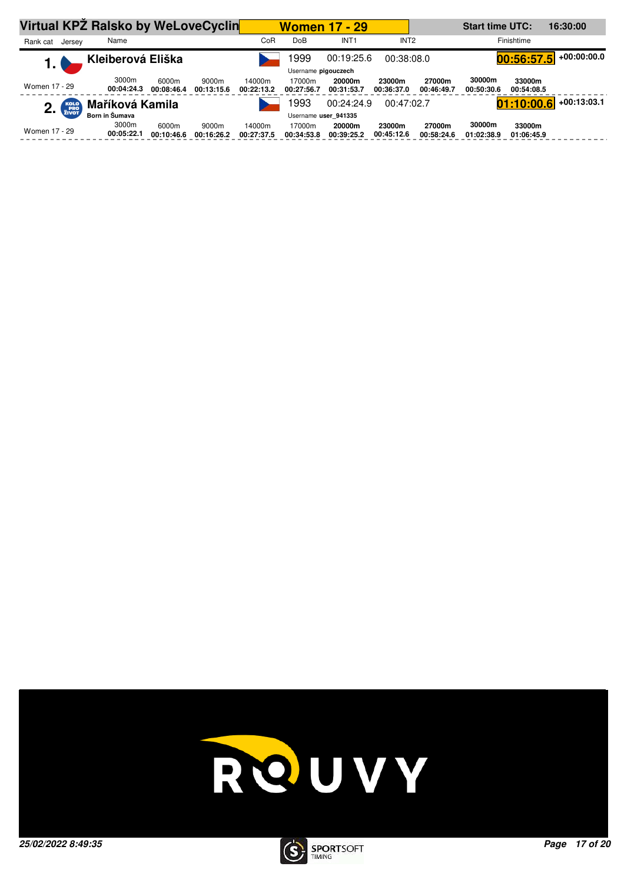# Virtual KPŽ Ralsko by WeLoveCyclin

## Women 17 - 29

**Start time UTC:** 16:30:00

| Rank cat | Jersey | Name | CoR | DoB | INT1 | INT2 | Finishtime | |
|---|---|---|---|---|---|---|---|---|
| **1.** | | **Kleiberová Eliška** | | 1999 | 00:19:25.6 | 00:38:08.0 | **00:56:57.5** | **+00:00:00.0** |
| | | | | Username **pigouczech** | | | | |
| **2.** | KOLO PRO ŽIVOT | **Maříková Kamila** | | 1993 | 00:24:24.9 | 00:47:02.7 | **01:10:00.6** | **+00:13:03.1** |
| | | **Born in Šumava** | | Username **user_941335** | | | | |

**Splits**

| Rank cat | 3000m | 6000m | 9000m | 14000m | 17000m | 20000m | 23000m | 27000m | 30000m | 33000m |
|---|---|---|---|---|---|---|---|---|---|---|
| Women 17 - 29 (1. Kleiberová Eliška) | 00:04:24.3 | 00:08:46.4 | 00:13:15.6 | 00:22:13.2 | 00:27:56.7 | 00:31:53.7 | 00:36:37.0 | 00:46:49.7 | 00:50:30.6 | 00:54:08.5 |
| Women 17 - 29 (2. Maříková Kamila) | 00:05:22.1 | 00:10:46.6 | 00:16:26.2 | 00:27:37.5 | 00:34:53.8 | 00:39:25.2 | 00:45:12.6 | 00:58:24.6 | 01:02:38.9 | 01:06:45.9 |

ROUVY

*25/02/2022 8:49:35*

SPORTSOFT TIMING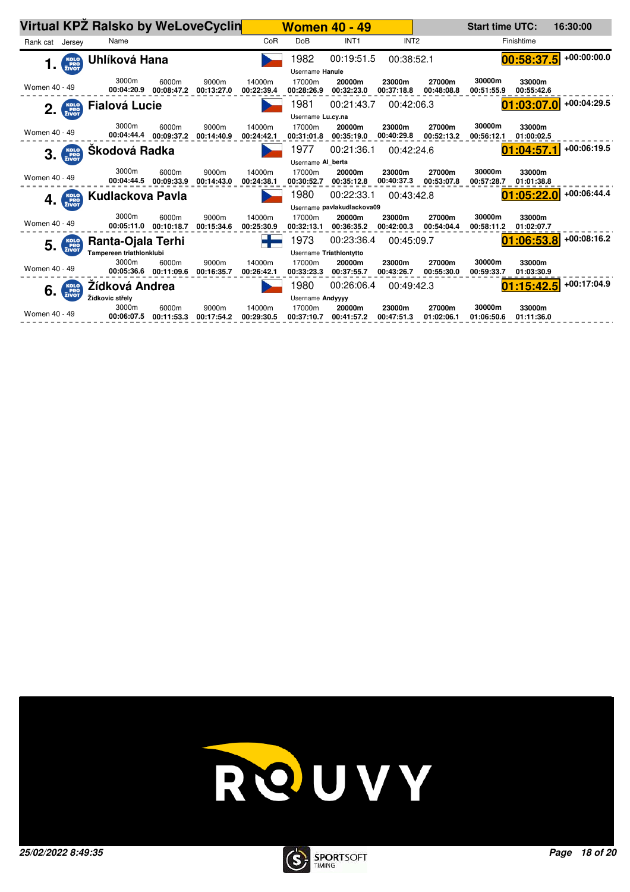# Virtual KPŽ Ralsko by WeLoveCyclin

## Women 40 - 49

Start time UTC: 16:30:00

| Rank | Cat | Name | Club | CoR | DoB | Username | INT1 | INT2 | Finishtime | Gap |
|---|---|---|---|---|---|---|---|---|---|---|
| 1. | Women 40 - 49 | Uhlíková Hana | | CZE | 1982 | Hanule | 00:19:51.5 | 00:38:52.1 | 00:58:37.5 | +00:00:00.0 |
| 2. | Women 40 - 49 | Fialová Lucie | | CZE | 1981 | Lu.cy.na | 00:21:43.7 | 00:42:06.3 | 01:03:07.0 | +00:04:29.5 |
| 3. | Women 40 - 49 | Škodová Radka | | CZE | 1977 | Al_berta | 00:21:36.1 | 00:42:24.6 | 01:04:57.1 | +00:06:19.5 |
| 4. | Women 40 - 49 | Kudlackova Pavla | | CZE | 1980 | pavlakudlackova09 | 00:22:33.1 | 00:43:42.8 | 01:05:22.0 | +00:06:44.4 |
| 5. | Women 40 - 49 | Ranta-Ojala Terhi | Tampereen triathlonklubi | FIN | 1973 | Triathlontytto | 00:23:36.4 | 00:45:09.7 | 01:06:53.8 | +00:08:16.2 |
| 6. | Women 40 - 49 | Žídková Andrea | Židkovic střely | CZE | 1980 | Andyyyy | 00:26:06.4 | 00:49:42.3 | 01:15:42.5 | +00:17:04.9 |

### Split times

| Rank | Name | 3000m | 6000m | 9000m | 14000m | 17000m | 20000m | 23000m | 27000m | 30000m | 33000m |
|---|---|---|---|---|---|---|---|---|---|---|---|
| 1. | Uhlíková Hana | 00:04:20.9 | 00:08:47.2 | 00:13:27.0 | 00:22:39.4 | 00:28:26.9 | 00:32:23.0 | 00:37:18.8 | 00:48:08.8 | 00:51:55.9 | 00:55:42.6 |
| 2. | Fialová Lucie | 00:04:44.4 | 00:09:37.2 | 00:14:40.9 | 00:24:42.1 | 00:31:01.8 | 00:35:19.0 | 00:40:29.8 | 00:52:13.2 | 00:56:12.1 | 01:00:02.5 |
| 3. | Škodová Radka | 00:04:44.5 | 00:09:33.9 | 00:14:43.0 | 00:24:38.1 | 00:30:52.7 | 00:35:12.8 | 00:40:37.3 | 00:53:07.8 | 00:57:28.7 | 01:01:38.8 |
| 4. | Kudlackova Pavla | 00:05:11.0 | 00:10:18.7 | 00:15:34.6 | 00:25:30.9 | 00:32:13.1 | 00:36:35.2 | 00:42:00.3 | 00:54:04.4 | 00:58:11.2 | 01:02:07.7 |
| 5. | Ranta-Ojala Terhi | 00:05:36.6 | 00:11:09.6 | 00:16:35.7 | 00:26:42.1 | 00:33:23.3 | 00:37:55.7 | 00:43:26.7 | 00:55:30.0 | 00:59:33.7 | 01:03:30.9 |
| 6. | Žídková Andrea | 00:06:07.5 | 00:11:53.3 | 00:17:54.2 | 00:29:30.5 | 00:37:10.7 | 00:41:57.2 | 00:47:51.3 | 01:02:06.1 | 01:06:50.6 | 01:11:36.0 |

25/02/2022 8:49:35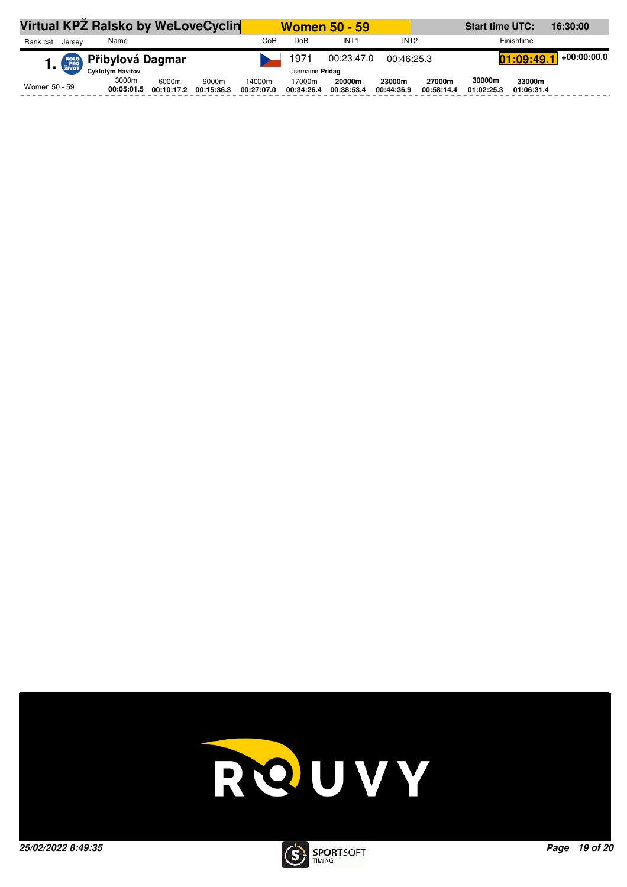# Virtual KPŽ Ralsko by WeLoveCyclin

## Women 50 - 59

Start time UTC: 16:30:00

| Rank cat | Jersey | Name | CoR | DoB | INT1 | INT2 | Finishtime | |
|---|---|---|---|---|---|---|---|---|
| 1. | KOLO PRO ŽIVOT | **Přibylová Dagmar** Cyklotým Havířov | CZE | 1971 Username **Pridag** | 00:23:47.0 | 00:46:25.3 | **01:09:49.1** | +00:00:00.0 |

| Category | 3000m | 6000m | 9000m | 14000m | 17000m | 20000m | 23000m | 27000m | 30000m | 33000m |
|---|---|---|---|---|---|---|---|---|---|---|
| Women 50 - 59 | 00:05:01.5 | 00:10:17.2 | 00:15:36.3 | 00:27:07.0 | 00:34:26.4 | 00:38:53.4 | 00:44:36.9 | 00:58:14.4 | 01:02:25.3 | 01:06:31.4 |

ROUVY

*25/02/2022 8:49:35*

SPORTSOFT TIMING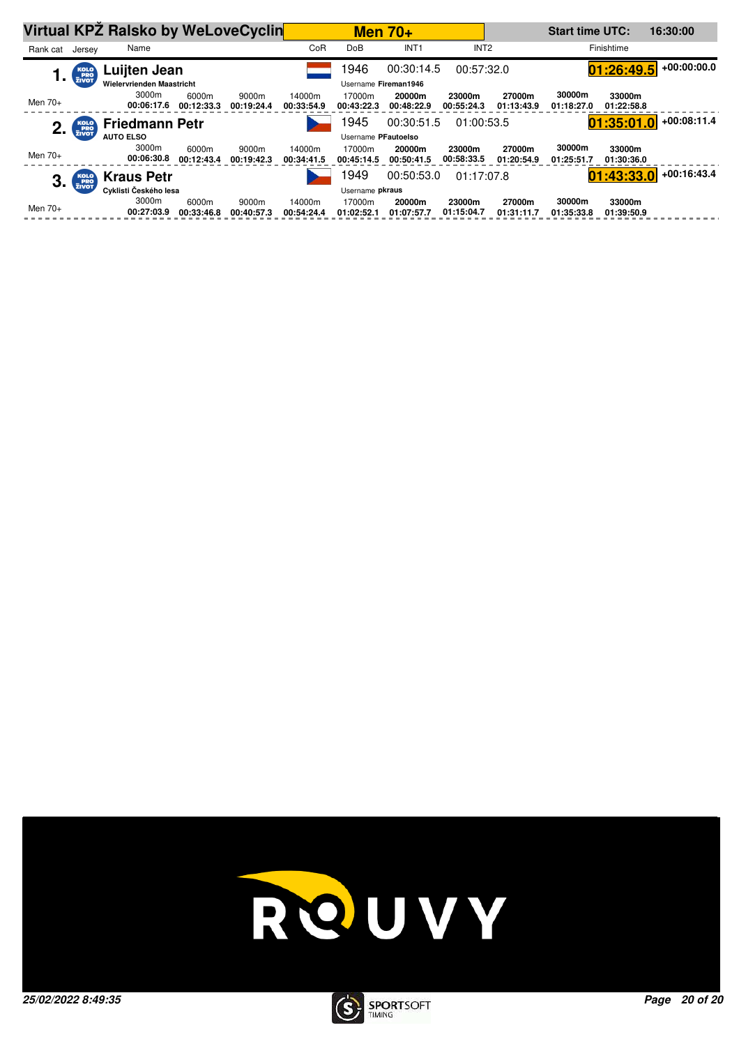# Virtual KPŽ Ralsko by WeLoveCyclin

## Men 70+

**Start time UTC:** 16:30:00

| Rank | cat | Jersey | Name | CoR | DoB | INT1 | INT2 | Finishtime | Gap |
|---|---|---|---|---|---|---|---|---|---|
| 1. | Men 70+ | KOLO PRO ŽIVOT | **Luijten Jean** Wielervrienden Maastricht | NED | 1946 (Username Fireman1946) | 00:30:14.5 | 00:57:32.0 | **01:26:49.5** | +00:00:00.0 |
| 2. | Men 70+ | KOLO PRO ŽIVOT | **Friedmann Petr** AUTO ELSO | CZE | 1945 (Username PFautoelso) | 00:30:51.5 | 01:00:53.5 | **01:35:01.0** | +00:08:11.4 |
| 3. | Men 70+ | KOLO PRO ŽIVOT | **Kraus Petr** Cyklisti Českého lesa | CZE | 1949 (Username pkraus) | 00:50:53.0 | 01:17:07.8 | **01:43:33.0** | +00:16:43.4 |

### Split times

| Name | 3000m | 6000m | 9000m | 14000m | 17000m | 20000m | 23000m | 27000m | 30000m | 33000m |
|---|---|---|---|---|---|---|---|---|---|---|
| Luijten Jean | 00:06:17.6 | 00:12:33.3 | 00:19:24.4 | 00:33:54.9 | 00:43:22.3 | 00:48:22.9 | 00:55:24.3 | 01:13:43.9 | 01:18:27.0 | 01:22:58.8 |
| Friedmann Petr | 00:06:30.8 | 00:12:43.4 | 00:19:42.3 | 00:34:41.5 | 00:45:14.5 | 00:50:41.5 | 00:58:33.5 | 01:20:54.9 | 01:25:51.7 | 01:30:36.0 |
| Kraus Petr | 00:27:03.9 | 00:33:46.8 | 00:40:57.3 | 00:54:24.4 | 01:02:52.1 | 01:07:57.7 | 01:15:04.7 | 01:31:11.7 | 01:35:33.8 | 01:39:50.9 |

ROUVY

*25/02/2022 8:49:35*

SPORTSOFT TIMING